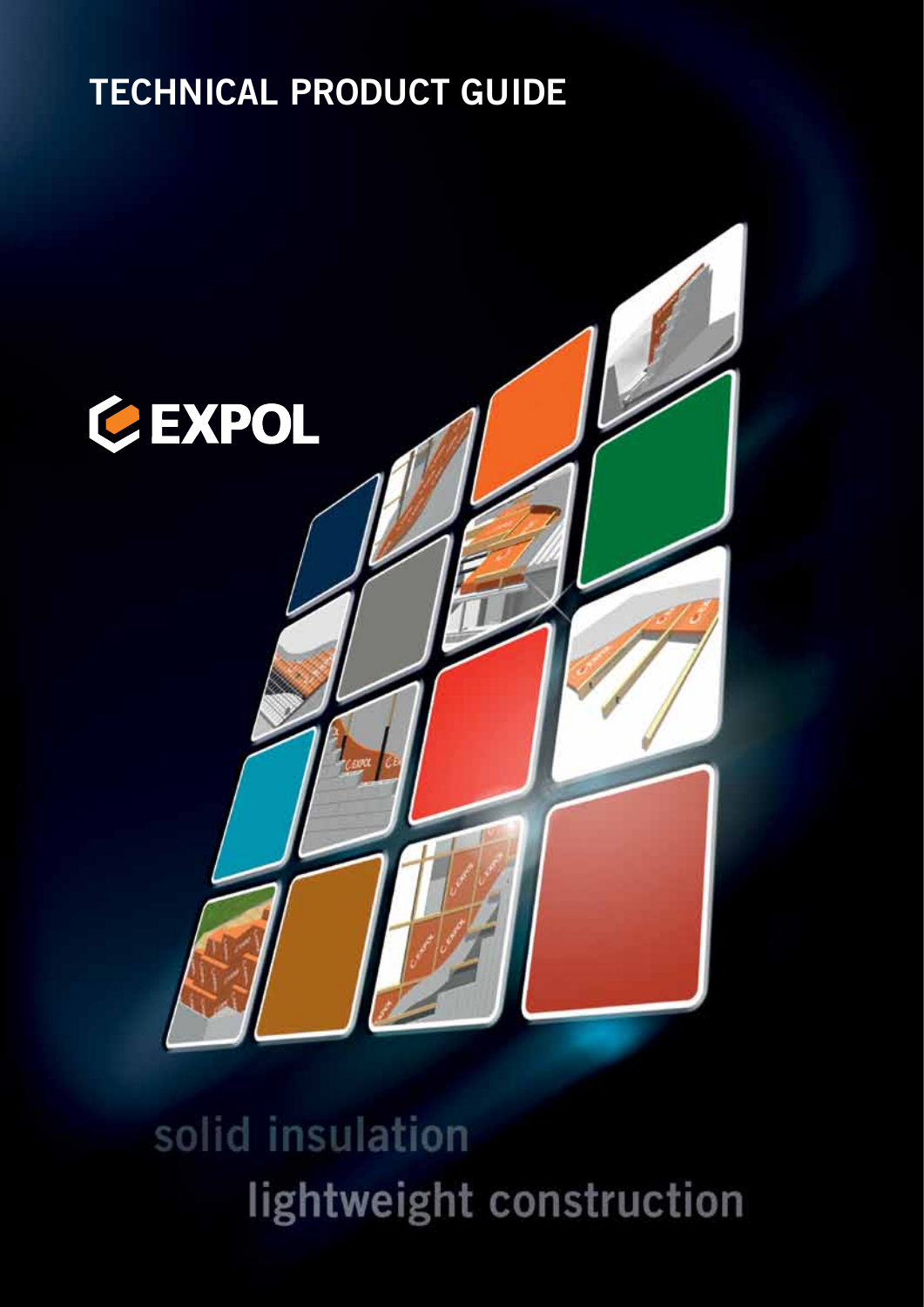# TECHNICAL PRODUCT GUIDE

EXPOL

solid insulation

lightweight construction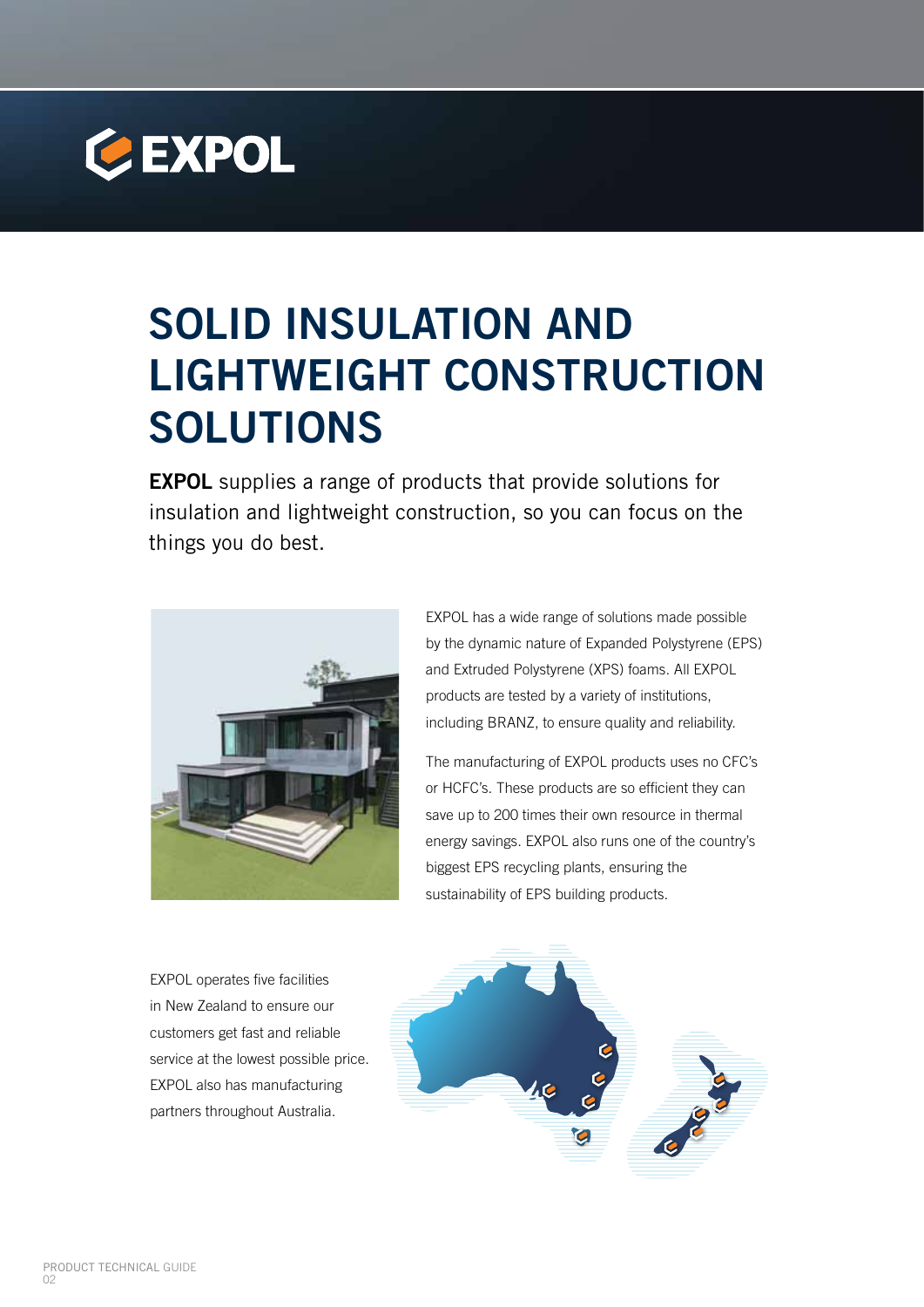# SOLID INSULATION AND LIGHTWEIGHT CONSTRUCTION SOLUTIONS

**EXPOL** supplies a range of products that provide solutions for insulation and lightweight construction, so you can focus on the things you do best.

EXPOL has a wide range of solutions made possible by the dynamic nature of Expanded Polystyrene (EPS) and Extruded Polystyrene (XPS) foams. All EXPOL products are tested by a variety of institutions, including BRANZ, to ensure quality and reliability.

The manufacturing of EXPOL products uses no CFC's or HCFC's. These products are so efficient they can save up to 200 times their own resource in thermal energy savings. EXPOL also runs one of the country's biggest EPS recycling plants, ensuring the sustainability of EPS building products.

EXPOL operates five facilities in New Zealand to ensure our customers get fast and reliable service at the lowest possible price. EXPOL also has manufacturing partners throughout Australia.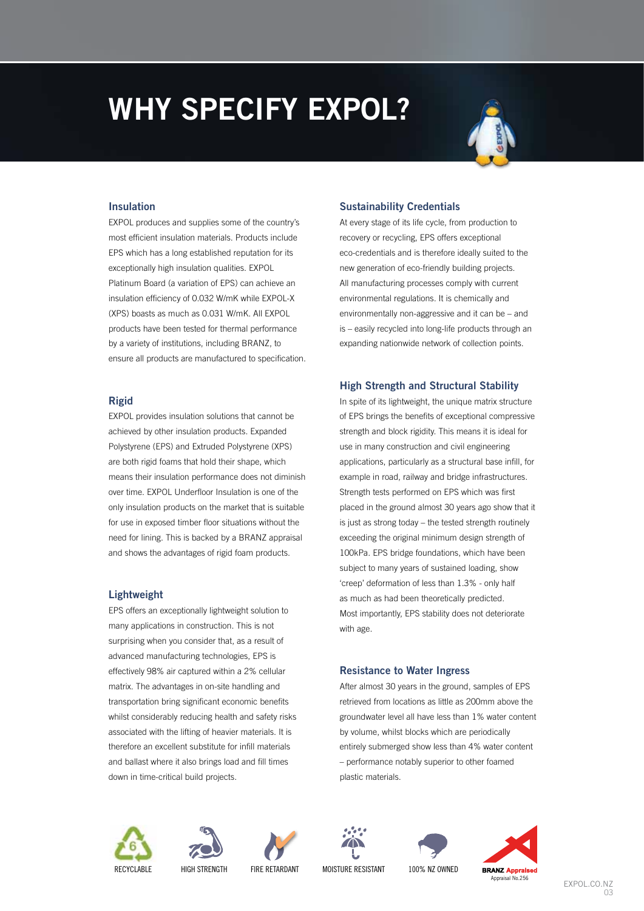# WHY SPECIFY EXPOL?

### Insulation

EXPOL produces and supplies some of the country's most efficient insulation materials. Products include EPS which has a long established reputation for its exceptionally high insulation qualities. EXPOL Platinum Board (a variation of EPS) can achieve an insulation efficiency of 0.032 W/mK while EXPOL-X (XPS) boasts as much as 0.031 W/mK. All EXPOL products have been tested for thermal performance by a variety of institutions, including BRANZ, to ensure all products are manufactured to specification.

### Rigid

EXPOL provides insulation solutions that cannot be achieved by other insulation products. Expanded Polystyrene (EPS) and Extruded Polystyrene (XPS) are both rigid foams that hold their shape, which means their insulation performance does not diminish over time. EXPOL Underfloor Insulation is one of the only insulation products on the market that is suitable for use in exposed timber floor situations without the need for lining. This is backed by a BRANZ appraisal and shows the advantages of rigid foam products.

### Lightweight

EPS offers an exceptionally lightweight solution to many applications in construction. This is not surprising when you consider that, as a result of advanced manufacturing technologies, EPS is effectively 98% air captured within a 2% cellular matrix. The advantages in on-site handling and transportation bring significant economic benefits whilst considerably reducing health and safety risks associated with the lifting of heavier materials. It is therefore an excellent substitute for infill materials and ballast where it also brings load and fill times down in time-critical build projects.

### Sustainability Credentials

At every stage of its life cycle, from production to recovery or recycling, EPS offers exceptional eco-credentials and is therefore ideally suited to the new generation of eco-friendly building projects. All manufacturing processes comply with current environmental regulations. It is chemically and environmentally non-aggressive and it can be – and is – easily recycled into long-life products through an expanding nationwide network of collection points.

### High Strength and Structural Stability

In spite of its lightweight, the unique matrix structure of EPS brings the benefits of exceptional compressive strength and block rigidity. This means it is ideal for use in many construction and civil engineering applications, particularly as a structural base infill, for example in road, railway and bridge infrastructures. Strength tests performed on EPS which was first placed in the ground almost 30 years ago show that it is just as strong today – the tested strength routinely exceeding the original minimum design strength of 100kPa. EPS bridge foundations, which have been subject to many years of sustained loading, show 'creep' deformation of less than 1.3% - only half as much as had been theoretically predicted. Most importantly, EPS stability does not deteriorate with age.

### Resistance to Water Ingress

After almost 30 years in the ground, samples of EPS retrieved from locations as little as 200mm above the groundwater level all have less than 1% water content by volume, whilst blocks which are periodically entirely submerged show less than 4% water content – performance notably superior to other foamed plastic materials.

RECYCLABLE | HIGH STRENGTH | FIRE RETARDANT | MOISTURE RESISTANT | 100% NZ OWNED | BRANZ Appraised Appraisal No.256

EXPOL.CO.NZ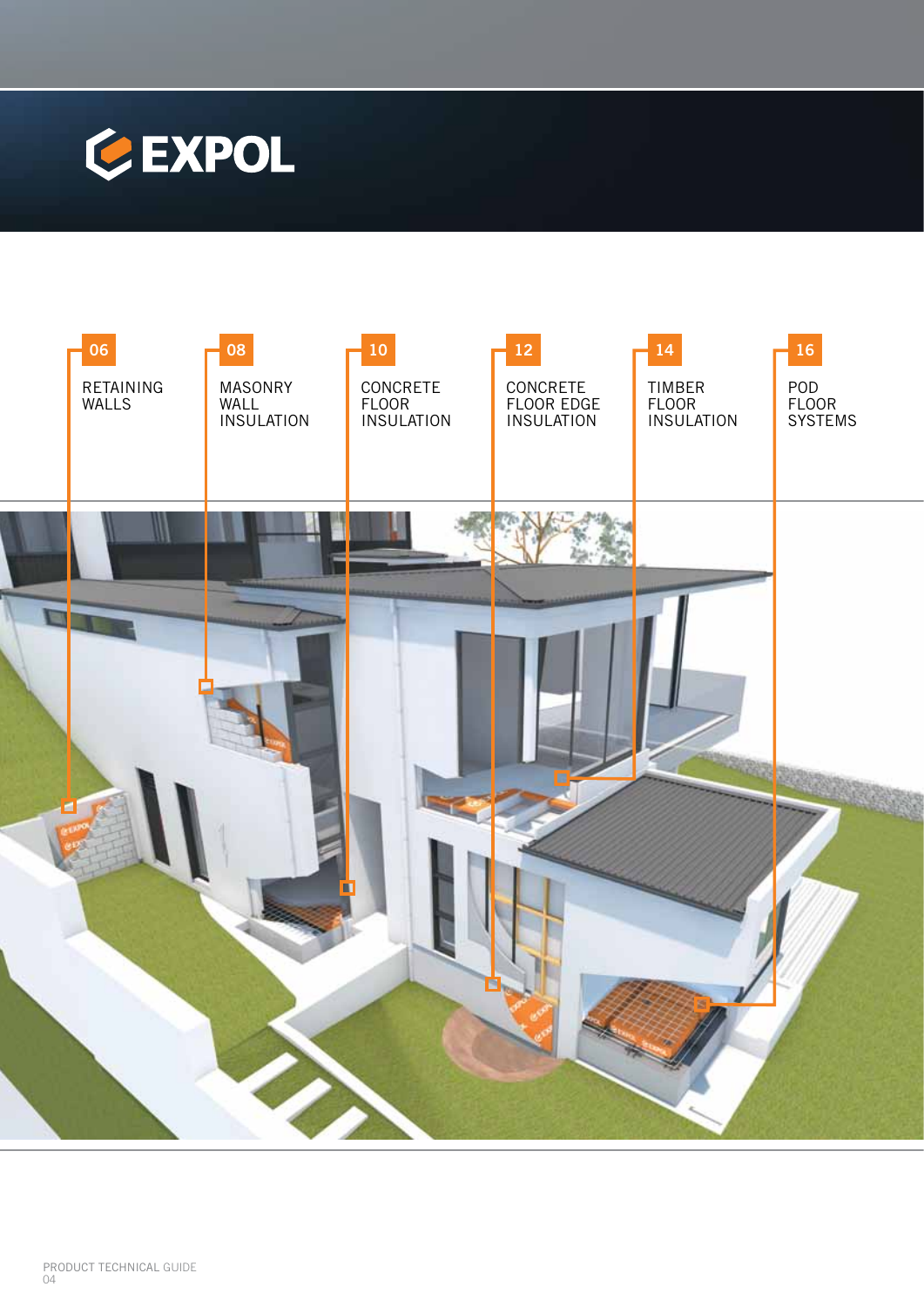# EXPOL

06 RETAINING WALLS

08 MASONRY WALL INSULATION

10 CONCRETE FLOOR INSULATION

12 CONCRETE FLOOR EDGE INSULATION

14 TIMBER FLOOR INSULATION

16 POD FLOOR SYSTEMS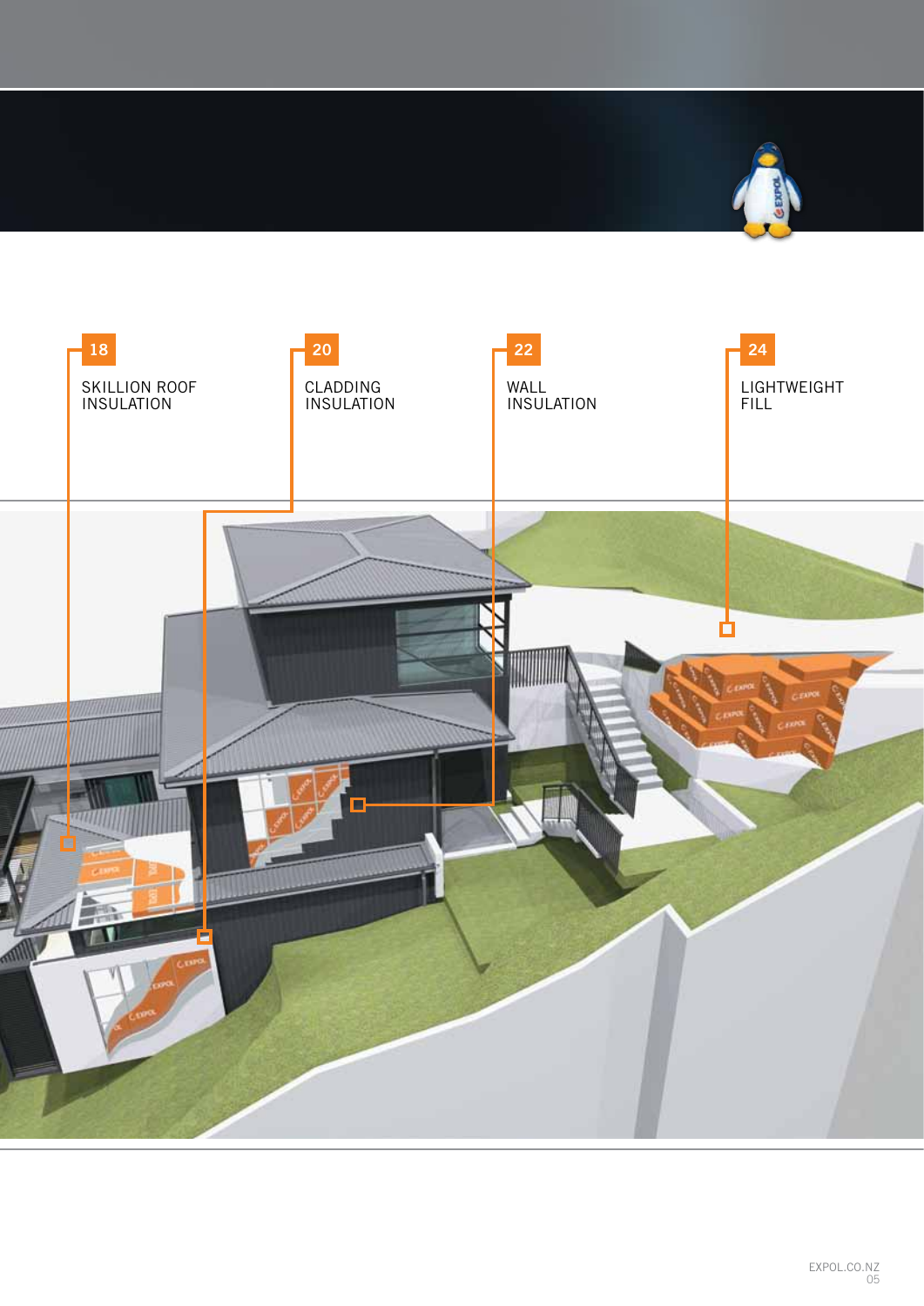18 SKILLION ROOF INSULATION

20 CLADDING INSULATION

22 WALL INSULATION

24 LIGHTWEIGHT FILL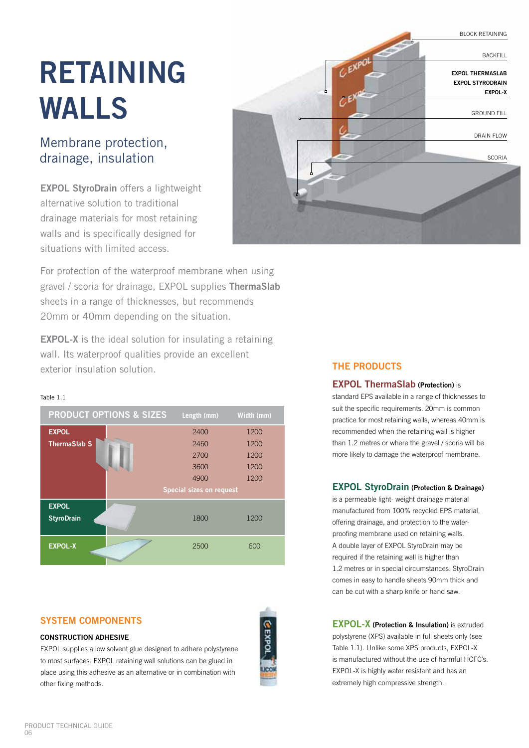# RETAINING WALLS

## Membrane protection, drainage, insulation

**EXPOL StyroDrain** offers a lightweight alternative solution to traditional drainage materials for most retaining walls and is specifically designed for situations with limited access.

For protection of the waterproof membrane when using gravel / scoria for drainage, EXPOL supplies **ThermaSlab** sheets in a range of thicknesses, but recommends 20mm or 40mm depending on the situation.

**EXPOL-X** is the ideal solution for insulating a retaining wall. Its waterproof qualities provide an excellent exterior insulation solution.

BLOCK RETAINING

BACKFILL

**EXPOL THERMASLAB**
**EXPOL STYRODRAIN**
**EXPOL-X**

GROUND FILL

DRAIN FLOW

SCORIA

Table 1.1

| PRODUCT OPTIONS & SIZES | Length (mm) | Width (mm) |
|---|---|---|
| EXPOL ThermaSlab S | 2400 | 1200 |
| | 2450 | 1200 |
| | 2700 | 1200 |
| | 3600 | 1200 |
| | 4900 | 1200 |
| | Special sizes on request | |
| EXPOL StyroDrain | 1800 | 1200 |
| EXPOL-X | 2500 | 600 |

## SYSTEM COMPONENTS

### CONSTRUCTION ADHESIVE

EXPOL supplies a low solvent glue designed to adhere polystyrene to most surfaces. EXPOL retaining wall solutions can be glued in place using this adhesive as an alternative or in combination with other fixing methods.

## THE PRODUCTS

**EXPOL ThermaSlab (Protection)** is standard EPS available in a range of thicknesses to suit the specific requirements. 20mm is common practice for most retaining walls, whereas 40mm is recommended when the retaining wall is higher than 1.2 metres or where the gravel / scoria will be more likely to damage the waterproof membrane.

**EXPOL StyroDrain (Protection & Drainage)** is a permeable light- weight drainage material manufactured from 100% recycled EPS material, offering drainage, and protection to the water-proofing membrane used on retaining walls. A double layer of EXPOL StyroDrain may be required if the retaining wall is higher than 1.2 metres or in special circumstances. StyroDrain comes in easy to handle sheets 90mm thick and can be cut with a sharp knife or hand saw.

**EXPOL-X (Protection & Insulation)** is extruded polystyrene (XPS) available in full sheets only (see Table 1.1). Unlike some XPS products, EXPOL-X is manufactured without the use of harmful HCFC's. EXPOL-X is highly water resistant and has an extremely high compressive strength.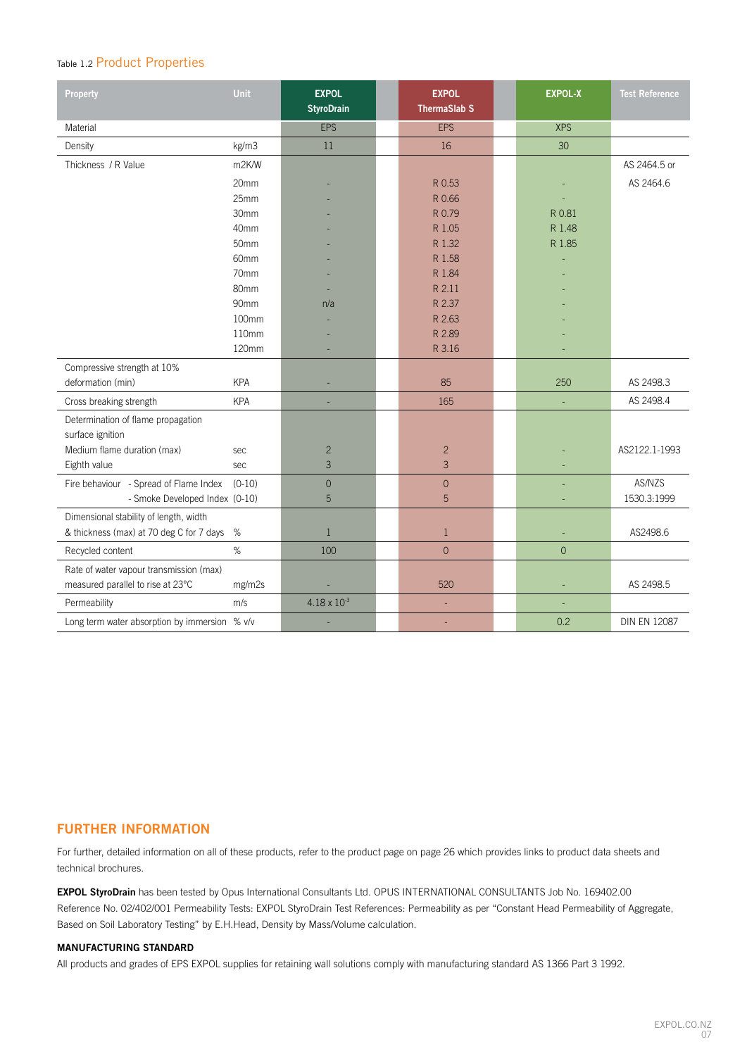Table 1.2 Product Properties

| Property | Unit | EXPOL StyroDrain | EXPOL ThermaSlab S | EXPOL-X | Test Reference |
|---|---|---|---|---|---|
| Material | | EPS | EPS | XPS | |
| Density | kg/m3 | 11 | 16 | 30 | |
| Thickness / R Value | m2K/W | | | | AS 2464.5 or AS 2464.6 |
| | 20mm | - | R 0.53 | - | |
| | 25mm | - | R 0.66 | - | |
| | 30mm | - | R 0.79 | R 0.81 | |
| | 40mm | - | R 1.05 | R 1.48 | |
| | 50mm | - | R 1.32 | R 1.85 | |
| | 60mm | - | R 1.58 | - | |
| | 70mm | - | R 1.84 | - | |
| | 80mm | - | R 2.11 | - | |
| | 90mm | n/a | R 2.37 | - | |
| | 100mm | - | R 2.63 | - | |
| | 110mm | - | R 2.89 | - | |
| | 120mm | - | R 3.16 | - | |
| Compressive strength at 10% deformation (min) | KPA | - | 85 | 250 | AS 2498.3 |
| Cross breaking strength | KPA | - | 165 | - | AS 2498.4 |
| Determination of flame propagation surface ignition | | | | | |
| Medium flame duration (max) | sec | 2 | 2 | - | AS2122.1-1993 |
| Eighth value | sec | 3 | 3 | - | |
| Fire behaviour - Spread of Flame Index | (0-10) | 0 | 0 | - | AS/NZS 1530.3:1999 |
| - Smoke Developed Index | (0-10) | 5 | 5 | - | |
| Dimensional stability of length, width & thickness (max) at 70 deg C for 7 days | % | 1 | 1 | - | AS2498.6 |
| Recycled content | % | 100 | 0 | 0 | |
| Rate of water vapour transmission (max) measured parallel to rise at 23°C | mg/m2s | - | 520 | - | AS 2498.5 |
| Permeability | m/s | $4.18 \times 10^{-3}$ | - | - | |
| Long term water absorption by immersion | % v/v | - | - | 0.2 | DIN EN 12087 |

## FURTHER INFORMATION

For further, detailed information on all of these products, refer to the product page on page 26 which provides links to product data sheets and technical brochures.

**EXPOL StyroDrain** has been tested by Opus International Consultants Ltd. OPUS INTERNATIONAL CONSULTANTS Job No. 169402.00 Reference No. 02/402/001 Permeability Tests: EXPOL StyroDrain Test References: Permeability as per "Constant Head Permeability of Aggregate, Based on Soil Laboratory Testing" by E.H.Head, Density by Mass/Volume calculation.

### MANUFACTURING STANDARD

All products and grades of EPS EXPOL supplies for retaining wall solutions comply with manufacturing standard AS 1366 Part 3 1992.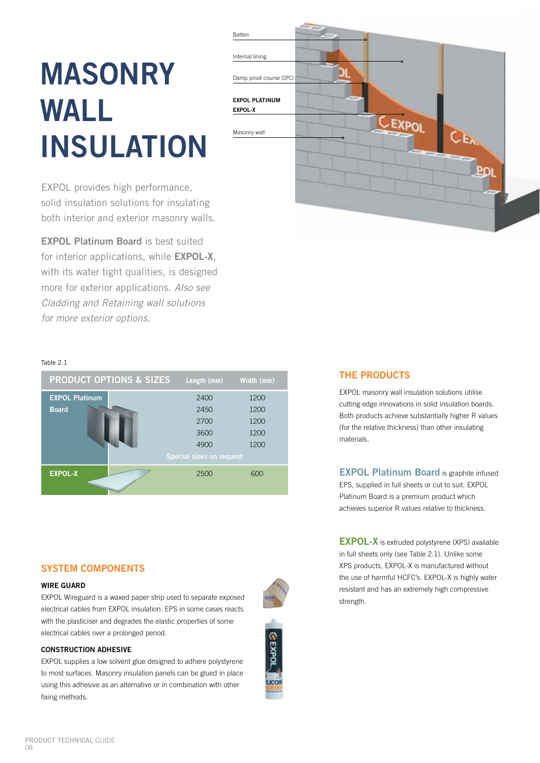# MASONRY WALL INSULATION

Batten

Internal lining

Damp proof course (DPC)

**EXPOL PLATINUM**
**EXPOL-X**

Masonry wall

EXPOL provides high performance, solid insulation solutions for insulating both interior and exterior masonry walls.

**EXPOL Platinum Board** is best suited for interior applications, while **EXPOL-X**, with its water tight qualities, is designed more for exterior applications. *Also see Cladding and Retaining wall solutions for more exterior options.*

Table 2.1

| PRODUCT OPTIONS & SIZES | Length (mm) | Width (mm) |
|---|---|---|
| EXPOL Platinum Board | 2400 | 1200 |
| | 2450 | 1200 |
| | 2700 | 1200 |
| | 3600 | 1200 |
| | 4900 | 1200 |
| | Special sizes on request | |
| EXPOL-X | 2500 | 600 |

## SYSTEM COMPONENTS

### WIRE GUARD

EXPOL Wireguard is a waxed paper strip used to separate exposed electrical cables from EXPOL insulation. EPS in some cases reacts with the plasticiser and degrades the elastic properties of some electrical cables over a prolonged period.

### CONSTRUCTION ADHESIVE

EXPOL supplies a low solvent glue designed to adhere polystyrene to most surfaces. Masonry insulation panels can be glued in place using this adhesive as an alternative or in combination with other fixing methods.

## THE PRODUCTS

EXPOL masonry wall insulation solutions utilise cutting edge innovations in solid insulation boards. Both products achieve substantially higher R values (for the relative thickness) than other insulating materials.

**EXPOL Platinum Board** is graphite infused EPS, supplied in full sheets or cut to suit. EXPOL Platinum Board is a premium product which achieves superior R values relative to thickness.

**EXPOL-X** is extruded polystyrene (XPS) available in full sheets only (see Table 2.1). Unlike some XPS products, EXPOL-X is manufactured without the use of harmful HCFC's. EXPOL-X is highly water resistant and has an extremely high compressive strength.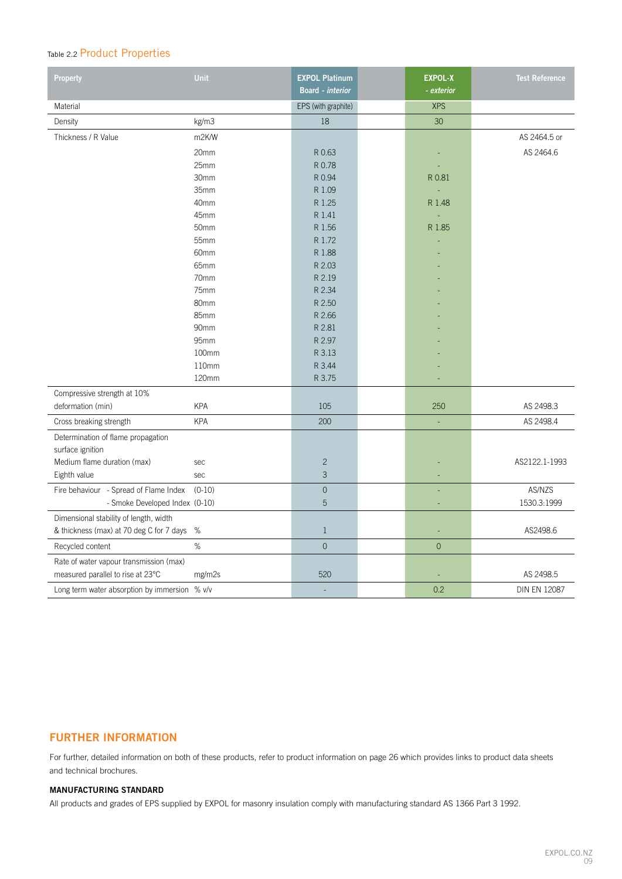Table 2.2 Product Properties

| Property | Unit | EXPOL Platinum Board - *interior* | EXPOL-X - *exterior* | Test Reference |
|---|---|---|---|---|
| Material | | EPS (with graphite) | XPS | |
| Density | kg/m3 | 18 | 30 | |
| Thickness / R Value | m2K/W | | | AS 2464.5 or AS 2464.6 |
| | 20mm | R 0.63 | - | |
| | 25mm | R 0.78 | - | |
| | 30mm | R 0.94 | R 0.81 | |
| | 35mm | R 1.09 | - | |
| | 40mm | R 1.25 | R 1.48 | |
| | 45mm | R 1.41 | - | |
| | 50mm | R 1.56 | R 1.85 | |
| | 55mm | R 1.72 | - | |
| | 60mm | R 1.88 | - | |
| | 65mm | R 2.03 | - | |
| | 70mm | R 2.19 | - | |
| | 75mm | R 2.34 | - | |
| | 80mm | R 2.50 | - | |
| | 85mm | R 2.66 | - | |
| | 90mm | R 2.81 | - | |
| | 95mm | R 2.97 | - | |
| | 100mm | R 3.13 | - | |
| | 110mm | R 3.44 | - | |
| | 120mm | R 3.75 | - | |
| Compressive strength at 10% deformation (min) | KPA | 105 | 250 | AS 2498.3 |
| Cross breaking strength | KPA | 200 | - | AS 2498.4 |
| Determination of flame propagation surface ignition | | | | |
| Medium flame duration (max) | sec | 2 | - | AS2122.1-1993 |
| Eighth value | sec | 3 | - | |
| Fire behaviour - Spread of Flame Index | (0-10) | 0 | - | AS/NZS 1530.3:1999 |
| - Smoke Developed Index | (0-10) | 5 | - | |
| Dimensional stability of length, width & thickness (max) at 70 deg C for 7 days | % | 1 | - | AS2498.6 |
| Recycled content | % | 0 | 0 | |
| Rate of water vapour transmission (max) measured parallel to rise at 23°C | mg/m2s | 520 | - | AS 2498.5 |
| Long term water absorption by immersion | % v/v | - | 0.2 | DIN EN 12087 |

## FURTHER INFORMATION

For further, detailed information on both of these products, refer to product information on page 26 which provides links to product data sheets and technical brochures.

### MANUFACTURING STANDARD

All products and grades of EPS supplied by EXPOL for masonry insulation comply with manufacturing standard AS 1366 Part 3 1992.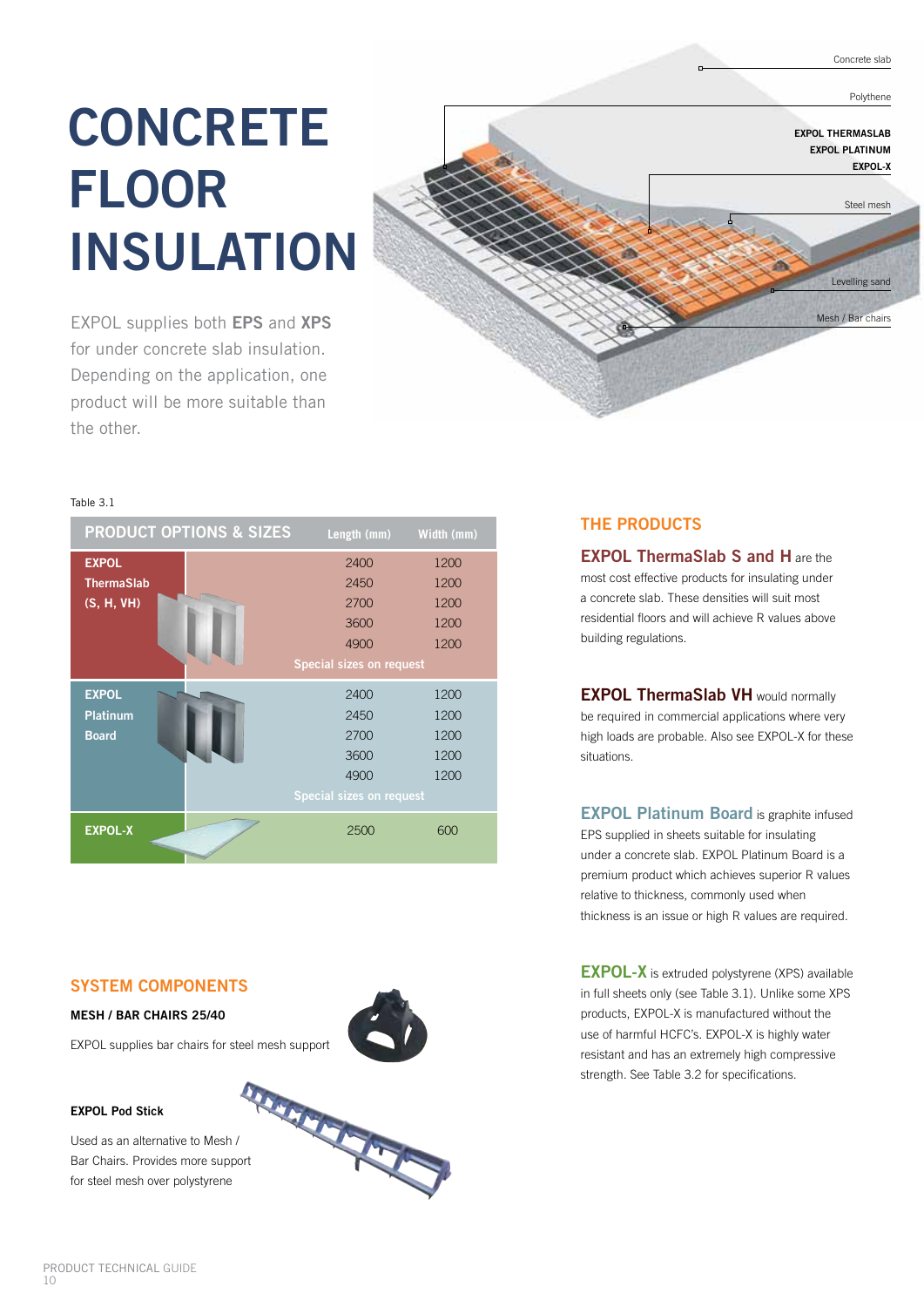# CONCRETE FLOOR INSULATION

EXPOL supplies both **EPS** and **XPS** for under concrete slab insulation. Depending on the application, one product will be more suitable than the other.

Concrete slab

Polythene

**EXPOL THERMASLAB**
**EXPOL PLATINUM**
**EXPOL-X**

Steel mesh

Levelling sand

Mesh / Bar chairs

Table 3.1

| PRODUCT OPTIONS & SIZES | Length (mm) | Width (mm) |
|---|---|---|
| **EXPOL ThermaSlab (S, H, VH)** | 2400 | 1200 |
| | 2450 | 1200 |
| | 2700 | 1200 |
| | 3600 | 1200 |
| | 4900 | 1200 |
| | Special sizes on request | |
| **EXPOL Platinum Board** | 2400 | 1200 |
| | 2450 | 1200 |
| | 2700 | 1200 |
| | 3600 | 1200 |
| | 4900 | 1200 |
| | Special sizes on request | |
| **EXPOL-X** | 2500 | 600 |

## THE PRODUCTS

**EXPOL ThermaSlab S and H** are the most cost effective products for insulating under a concrete slab. These densities will suit most residential floors and will achieve R values above building regulations.

**EXPOL ThermaSlab VH** would normally be required in commercial applications where very high loads are probable. Also see EXPOL-X for these situations.

**EXPOL Platinum Board** is graphite infused EPS supplied in sheets suitable for insulating under a concrete slab. EXPOL Platinum Board is a premium product which achieves superior R values relative to thickness, commonly used when thickness is an issue or high R values are required.

**EXPOL-X** is extruded polystyrene (XPS) available in full sheets only (see Table 3.1). Unlike some XPS products, EXPOL-X is manufactured without the use of harmful HCFC's. EXPOL-X is highly water resistant and has an extremely high compressive strength. See Table 3.2 for specifications.

## SYSTEM COMPONENTS

**MESH / BAR CHAIRS 25/40**

EXPOL supplies bar chairs for steel mesh support

**EXPOL Pod Stick**

Used as an alternative to Mesh / Bar Chairs. Provides more support for steel mesh over polystyrene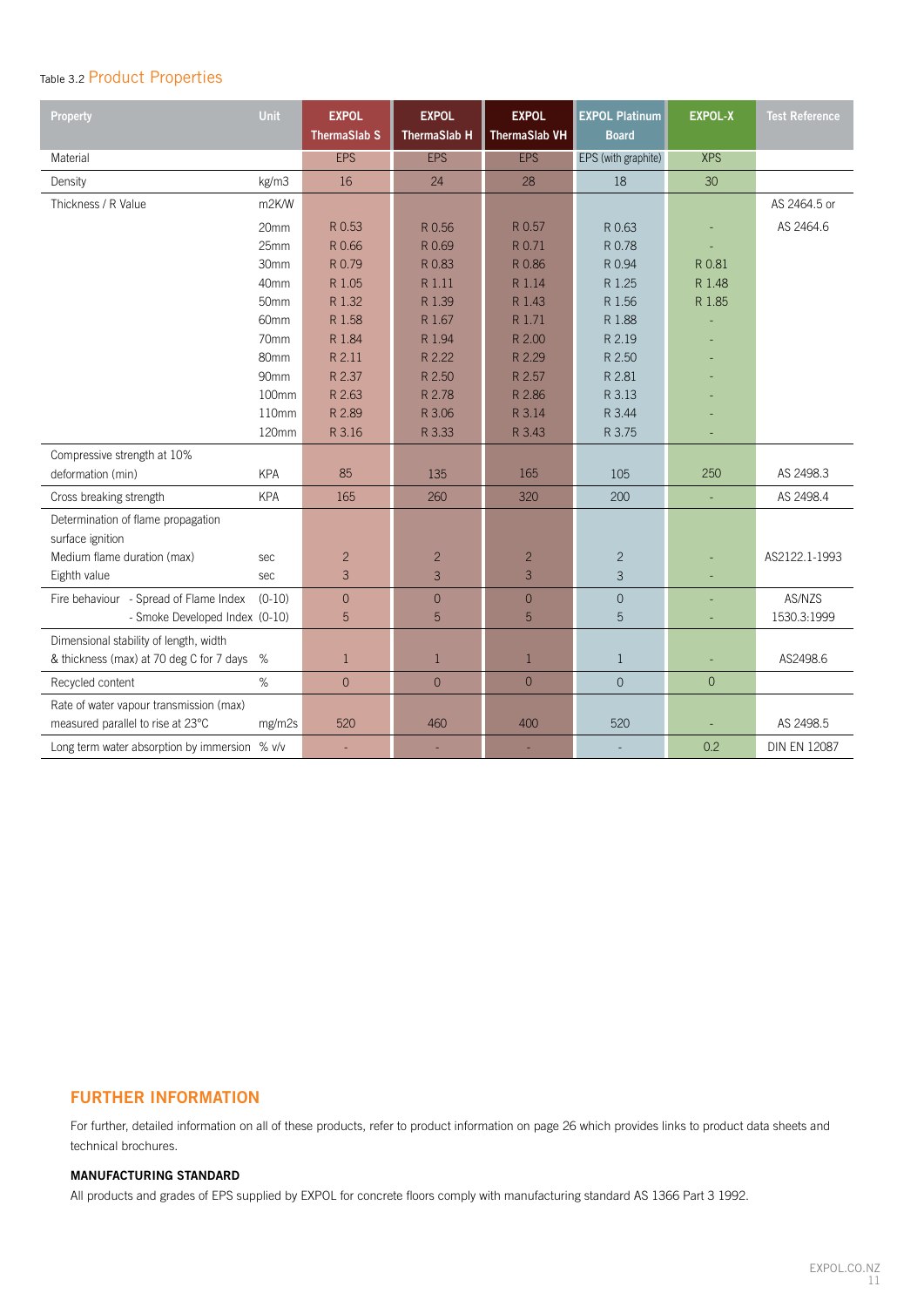Table 3.2 Product Properties

| Property | Unit | EXPOL ThermaSlab S | EXPOL ThermaSlab H | EXPOL ThermaSlab VH | EXPOL Platinum Board | EXPOL-X | Test Reference |
|---|---|---|---|---|---|---|---|
| Material | | EPS | EPS | EPS | EPS (with graphite) | XPS | |
| Density | kg/m3 | 16 | 24 | 28 | 18 | 30 | |
| Thickness / R Value | m2K/W | | | | | | AS 2464.5 or AS 2464.6 |
| | 20mm | R 0.53 | R 0.56 | R 0.57 | R 0.63 | - | |
| | 25mm | R 0.66 | R 0.69 | R 0.71 | R 0.78 | - | |
| | 30mm | R 0.79 | R 0.83 | R 0.86 | R 0.94 | R 0.81 | |
| | 40mm | R 1.05 | R 1.11 | R 1.14 | R 1.25 | R 1.48 | |
| | 50mm | R 1.32 | R 1.39 | R 1.43 | R 1.56 | R 1.85 | |
| | 60mm | R 1.58 | R 1.67 | R 1.71 | R 1.88 | - | |
| | 70mm | R 1.84 | R 1.94 | R 2.00 | R 2.19 | - | |
| | 80mm | R 2.11 | R 2.22 | R 2.29 | R 2.50 | - | |
| | 90mm | R 2.37 | R 2.50 | R 2.57 | R 2.81 | - | |
| | 100mm | R 2.63 | R 2.78 | R 2.86 | R 3.13 | - | |
| | 110mm | R 2.89 | R 3.06 | R 3.14 | R 3.44 | - | |
| | 120mm | R 3.16 | R 3.33 | R 3.43 | R 3.75 | - | |
| Compressive strength at 10% deformation (min) | KPA | 85 | 135 | 165 | 105 | 250 | AS 2498.3 |
| Cross breaking strength | KPA | 165 | 260 | 320 | 200 | - | AS 2498.4 |
| Determination of flame propagation surface ignition | | | | | | | |
| Medium flame duration (max) | sec | 2 | 2 | 2 | 2 | - | AS2122.1-1993 |
| Eighth value | sec | 3 | 3 | 3 | 3 | - | |
| Fire behaviour - Spread of Flame Index | (0-10) | 0 | 0 | 0 | 0 | - | AS/NZS 1530.3:1999 |
| - Smoke Developed Index | (0-10) | 5 | 5 | 5 | 5 | - | |
| Dimensional stability of length, width & thickness (max) at 70 deg C for 7 days | % | 1 | 1 | 1 | 1 | - | AS2498.6 |
| Recycled content | % | 0 | 0 | 0 | 0 | 0 | |
| Rate of water vapour transmission (max) measured parallel to rise at 23°C | mg/m2s | 520 | 460 | 400 | 520 | - | AS 2498.5 |
| Long term water absorption by immersion | % v/v | - | - | - | - | 0.2 | DIN EN 12087 |

## FURTHER INFORMATION

For further, detailed information on all of these products, refer to product information on page 26 which provides links to product data sheets and technical brochures.

### MANUFACTURING STANDARD

All products and grades of EPS supplied by EXPOL for concrete floors comply with manufacturing standard AS 1366 Part 3 1992.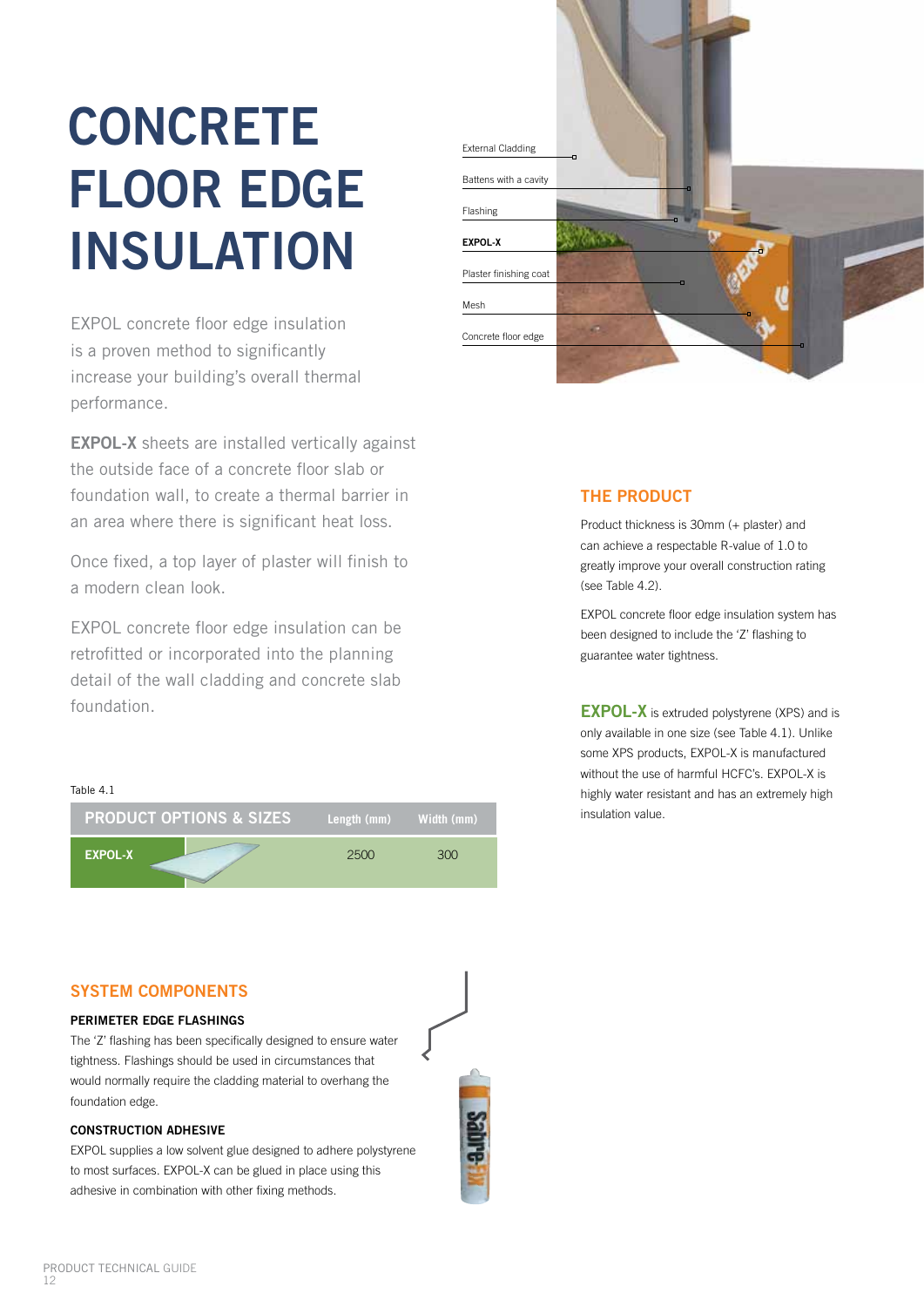# CONCRETE FLOOR EDGE INSULATION

EXPOL concrete floor edge insulation is a proven method to significantly increase your building's overall thermal performance.

**EXPOL-X** sheets are installed vertically against the outside face of a concrete floor slab or foundation wall, to create a thermal barrier in an area where there is significant heat loss.

Once fixed, a top layer of plaster will finish to a modern clean look.

EXPOL concrete floor edge insulation can be retrofitted or incorporated into the planning detail of the wall cladding and concrete slab foundation.

External Cladding

Battens with a cavity

Flashing

**EXPOL-X**

Plaster finishing coat

Mesh

Concrete floor edge

## THE PRODUCT

Product thickness is 30mm (+ plaster) and can achieve a respectable R-value of 1.0 to greatly improve your overall construction rating (see Table 4.2).

EXPOL concrete floor edge insulation system has been designed to include the 'Z' flashing to guarantee water tightness.

**EXPOL-X** is extruded polystyrene (XPS) and is only available in one size (see Table 4.1). Unlike some XPS products, EXPOL-X is manufactured without the use of harmful HCFC's. EXPOL-X is highly water resistant and has an extremely high insulation value.

Table 4.1

| PRODUCT OPTIONS & SIZES | Length (mm) | Width (mm) |
|---|---|---|
| EXPOL-X | 2500 | 300 |

## SYSTEM COMPONENTS

### PERIMETER EDGE FLASHINGS

The 'Z' flashing has been specifically designed to ensure water tightness. Flashings should be used in circumstances that would normally require the cladding material to overhang the foundation edge.

### CONSTRUCTION ADHESIVE

EXPOL supplies a low solvent glue designed to adhere polystyrene to most surfaces. EXPOL-X can be glued in place using this adhesive in combination with other fixing methods.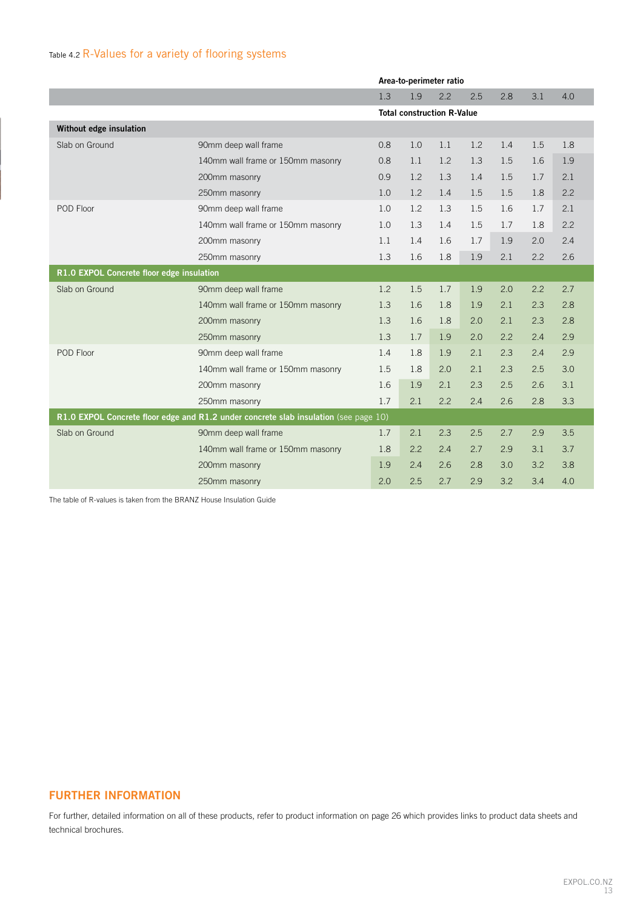Table 4.2 R-Values for a variety of flooring systems

| | | Area-to-perimeter ratio | | | | | | |
|---|---|---|---|---|---|---|---|---|
| | | 1.3 | 1.9 | 2.2 | 2.5 | 2.8 | 3.1 | 4.0 |
| | | Total construction R-Value | | | | | | |
| **Without edge insulation** | | | | | | | | |
| Slab on Ground | 90mm deep wall frame | 0.8 | 1.0 | 1.1 | 1.2 | 1.4 | 1.5 | 1.8 |
| | 140mm wall frame or 150mm masonry | 0.8 | 1.1 | 1.2 | 1.3 | 1.5 | 1.6 | 1.9 |
| | 200mm masonry | 0.9 | 1.2 | 1.3 | 1.4 | 1.5 | 1.7 | 2.1 |
| | 250mm masonry | 1.0 | 1.2 | 1.4 | 1.5 | 1.5 | 1.8 | 2.2 |
| POD Floor | 90mm deep wall frame | 1.0 | 1.2 | 1.3 | 1.5 | 1.6 | 1.7 | 2.1 |
| | 140mm wall frame or 150mm masonry | 1.0 | 1.3 | 1.4 | 1.5 | 1.7 | 1.8 | 2.2 |
| | 200mm masonry | 1.1 | 1.4 | 1.6 | 1.7 | 1.9 | 2.0 | 2.4 |
| | 250mm masonry | 1.3 | 1.6 | 1.8 | 1.9 | 2.1 | 2.2 | 2.6 |
| **R1.0 EXPOL Concrete floor edge insulation** | | | | | | | | |
| Slab on Ground | 90mm deep wall frame | 1.2 | 1.5 | 1.7 | 1.9 | 2.0 | 2.2 | 2.7 |
| | 140mm wall frame or 150mm masonry | 1.3 | 1.6 | 1.8 | 1.9 | 2.1 | 2.3 | 2.8 |
| | 200mm masonry | 1.3 | 1.6 | 1.8 | 2.0 | 2.1 | 2.3 | 2.8 |
| | 250mm masonry | 1.3 | 1.7 | 1.9 | 2.0 | 2.2 | 2.4 | 2.9 |
| POD Floor | 90mm deep wall frame | 1.4 | 1.8 | 1.9 | 2.1 | 2.3 | 2.4 | 2.9 |
| | 140mm wall frame or 150mm masonry | 1.5 | 1.8 | 2.0 | 2.1 | 2.3 | 2.5 | 3.0 |
| | 200mm masonry | 1.6 | 1.9 | 2.1 | 2.3 | 2.5 | 2.6 | 3.1 |
| | 250mm masonry | 1.7 | 2.1 | 2.2 | 2.4 | 2.6 | 2.8 | 3.3 |
| **R1.0 EXPOL Concrete floor edge and R1.2 under concrete slab insulation** (see page 10) | | | | | | | | |
| Slab on Ground | 90mm deep wall frame | 1.7 | 2.1 | 2.3 | 2.5 | 2.7 | 2.9 | 3.5 |
| | 140mm wall frame or 150mm masonry | 1.8 | 2.2 | 2.4 | 2.7 | 2.9 | 3.1 | 3.7 |
| | 200mm masonry | 1.9 | 2.4 | 2.6 | 2.8 | 3.0 | 3.2 | 3.8 |
| | 250mm masonry | 2.0 | 2.5 | 2.7 | 2.9 | 3.2 | 3.4 | 4.0 |

The table of R-values is taken from the BRANZ House Insulation Guide

## FURTHER INFORMATION

For further, detailed information on all of these products, refer to product information on page 26 which provides links to product data sheets and technical brochures.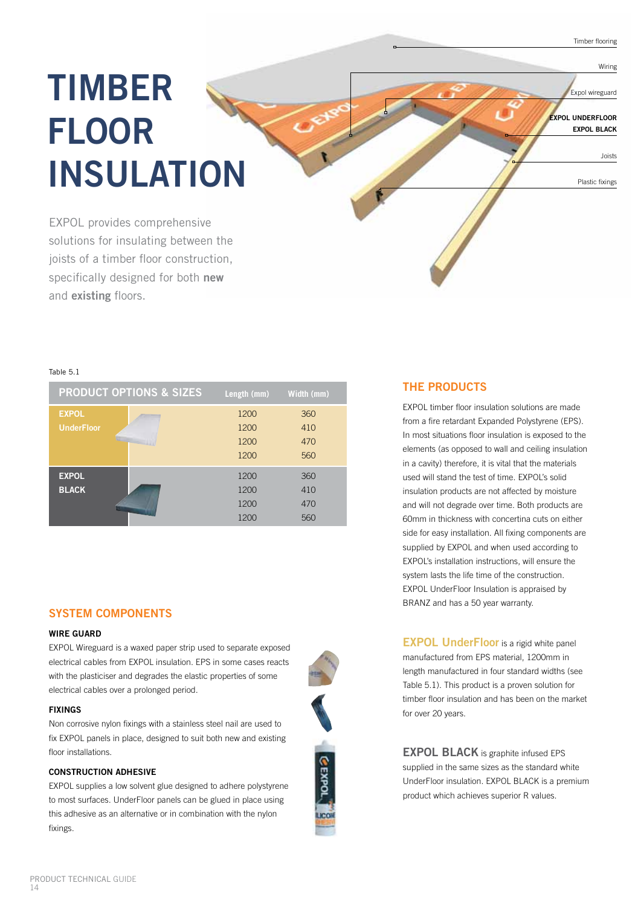Timber flooring

Wiring

Expol wireguard

**EXPOL UNDERFLOOR**

**EXPOL BLACK**

Joists

Plastic fixings

# TIMBER FLOOR INSULATION

EXPOL provides comprehensive solutions for insulating between the joists of a timber floor construction, specifically designed for both **new** and **existing** floors.

Table 5.1

| PRODUCT OPTIONS & SIZES | Length (mm) | Width (mm) |
|---|---|---|
| **EXPOL UnderFloor** | 1200 | 360 |
| | 1200 | 410 |
| | 1200 | 470 |
| | 1200 | 560 |
| **EXPOL BLACK** | 1200 | 360 |
| | 1200 | 410 |
| | 1200 | 470 |
| | 1200 | 560 |

## SYSTEM COMPONENTS

### WIRE GUARD

EXPOL Wireguard is a waxed paper strip used to separate exposed electrical cables from EXPOL insulation. EPS in some cases reacts with the plasticiser and degrades the elastic properties of some electrical cables over a prolonged period.

### FIXINGS

Non corrosive nylon fixings with a stainless steel nail are used to fix EXPOL panels in place, designed to suit both new and existing floor installations.

### CONSTRUCTION ADHESIVE

EXPOL supplies a low solvent glue designed to adhere polystyrene to most surfaces. UnderFloor panels can be glued in place using this adhesive as an alternative or in combination with the nylon fixings.

## THE PRODUCTS

EXPOL timber floor insulation solutions are made from a fire retardant Expanded Polystyrene (EPS). In most situations floor insulation is exposed to the elements (as opposed to wall and ceiling insulation in a cavity) therefore, it is vital that the materials used will stand the test of time. EXPOL's solid insulation products are not affected by moisture and will not degrade over time. Both products are 60mm in thickness with concertina cuts on either side for easy installation. All fixing components are supplied by EXPOL and when used according to EXPOL's installation instructions, will ensure the system lasts the life time of the construction. EXPOL UnderFloor Insulation is appraised by BRANZ and has a 50 year warranty.

**EXPOL UnderFloor** is a rigid white panel manufactured from EPS material, 1200mm in length manufactured in four standard widths (see Table 5.1). This product is a proven solution for timber floor insulation and has been on the market for over 20 years.

**EXPOL BLACK** is graphite infused EPS supplied in the same sizes as the standard white UnderFloor insulation. EXPOL BLACK is a premium product which achieves superior R values.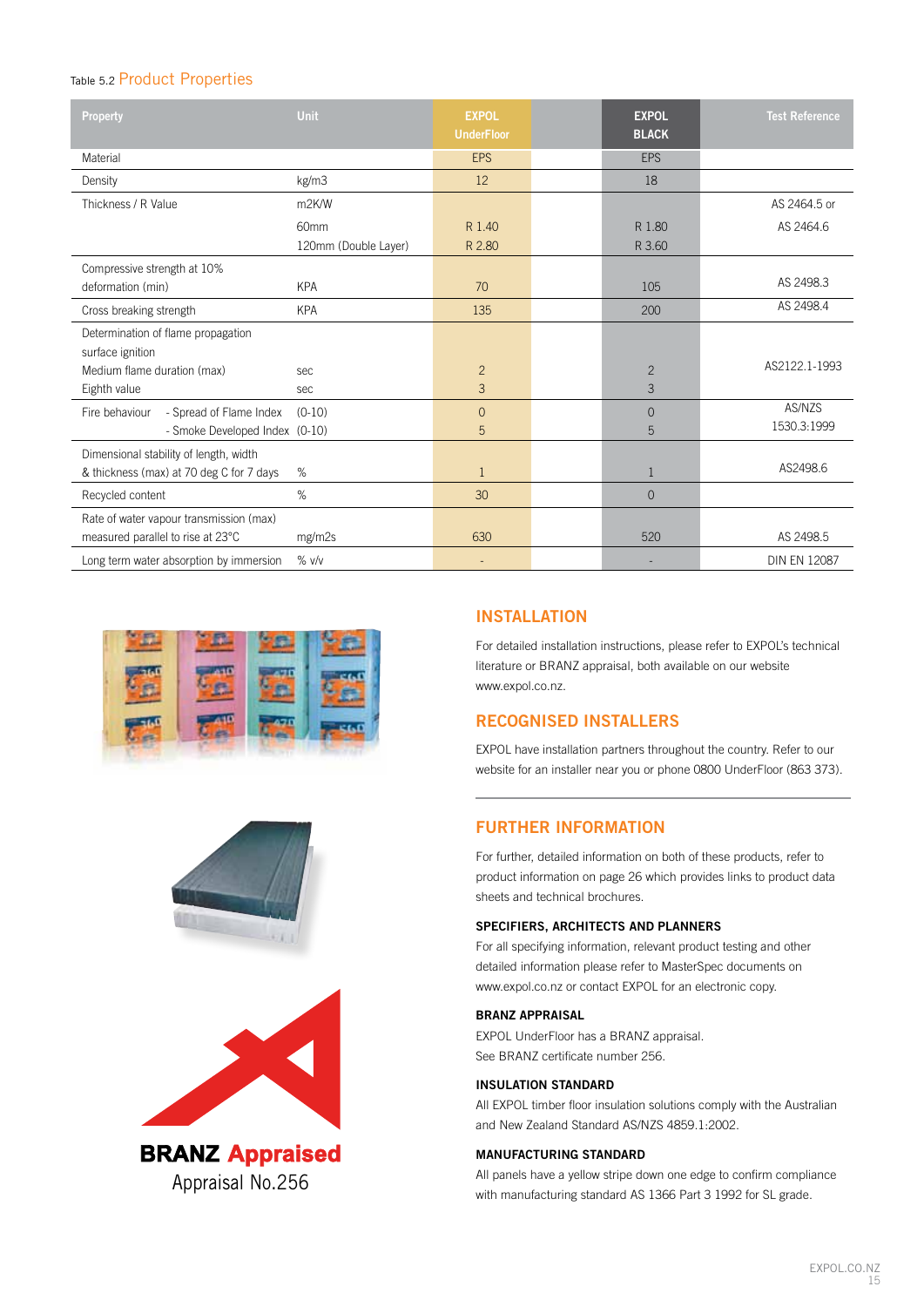Table 5.2 Product Properties

| Property | Unit | EXPOL UnderFloor | EXPOL BLACK | Test Reference |
|---|---|---|---|---|
| Material | | EPS | EPS | |
| Density | kg/m3 | 12 | 18 | |
| Thickness / R Value | m2K/W | | | AS 2464.5 or |
| | 60mm | R 1.40 | R 1.80 | AS 2464.6 |
| | 120mm (Double Layer) | R 2.80 | R 3.60 | |
| Compressive strength at 10% deformation (min) | KPA | 70 | 105 | AS 2498.3 |
| Cross breaking strength | KPA | 135 | 200 | AS 2498.4 |
| Determination of flame propagation surface ignition | | | | AS2122.1-1993 |
| Medium flame duration (max) | sec | 2 | 2 | |
| Eighth value | sec | 3 | 3 | |
| Fire behaviour - Spread of Flame Index | (0-10) | 0 | 0 | AS/NZS 1530.3:1999 |
| - Smoke Developed Index | (0-10) | 5 | 5 | |
| Dimensional stability of length, width & thickness (max) at 70 deg C for 7 days | % | 1 | 1 | AS2498.6 |
| Recycled content | % | 30 | 0 | |
| Rate of water vapour transmission (max) measured parallel to rise at 23°C | mg/m2s | 630 | 520 | AS 2498.5 |
| Long term water absorption by immersion | % v/v | - | - | DIN EN 12087 |

BRANZ Appraised
Appraisal No.256

## INSTALLATION

For detailed installation instructions, please refer to EXPOL's technical literature or BRANZ appraisal, both available on our website www.expol.co.nz.

## RECOGNISED INSTALLERS

EXPOL have installation partners throughout the country. Refer to our website for an installer near you or phone 0800 UnderFloor (863 373).

## FURTHER INFORMATION

For further, detailed information on both of these products, refer to product information on page 26 which provides links to product data sheets and technical brochures.

### SPECIFIERS, ARCHITECTS AND PLANNERS

For all specifying information, relevant product testing and other detailed information please refer to MasterSpec documents on www.expol.co.nz or contact EXPOL for an electronic copy.

### BRANZ APPRAISAL

EXPOL UnderFloor has a BRANZ appraisal. See BRANZ certificate number 256.

### INSULATION STANDARD

All EXPOL timber floor insulation solutions comply with the Australian and New Zealand Standard AS/NZS 4859.1:2002.

### MANUFACTURING STANDARD

All panels have a yellow stripe down one edge to confirm compliance with manufacturing standard AS 1366 Part 3 1992 for SL grade.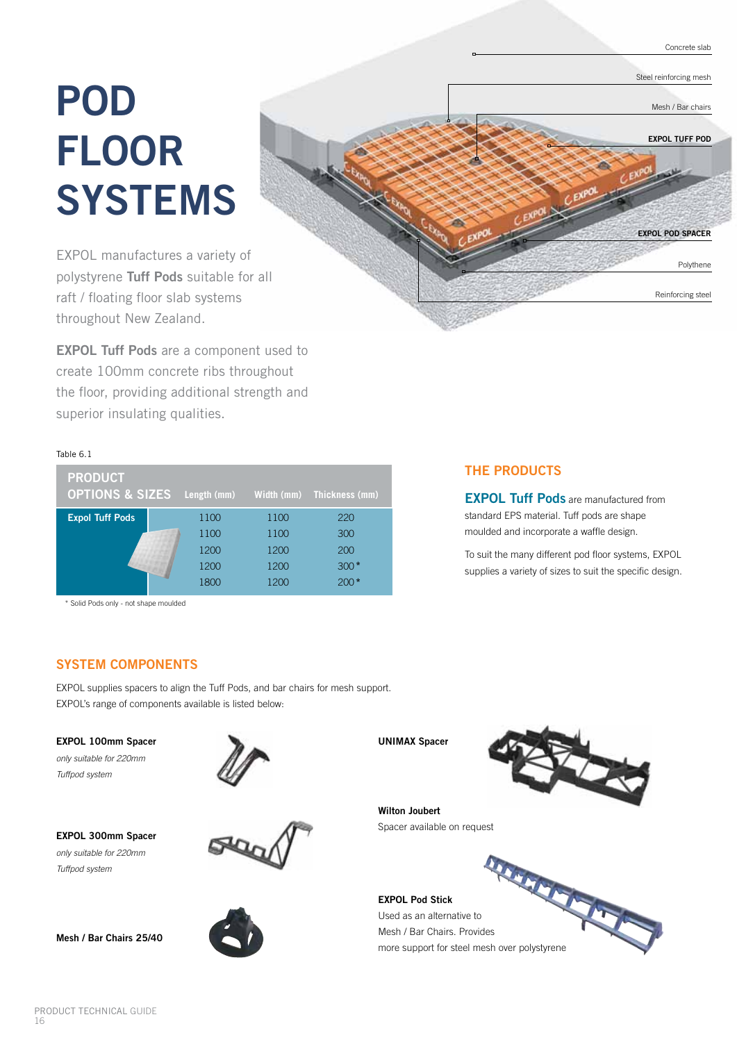# POD FLOOR SYSTEMS

Concrete slab

Steel reinforcing mesh

Mesh / Bar chairs

**EXPOL TUFF POD**

**EXPOL POD SPACER**

Polythene

Reinforcing steel

EXPOL manufactures a variety of polystyrene **Tuff Pods** suitable for all raft / floating floor slab systems throughout New Zealand.

**EXPOL Tuff Pods** are a component used to create 100mm concrete ribs throughout the floor, providing additional strength and superior insulating qualities.

Table 6.1

| PRODUCT OPTIONS & SIZES | Length (mm) | Width (mm) | Thickness (mm) |
|---|---|---|---|
| Expol Tuff Pods | 1100 | 1100 | 220 |
| | 1100 | 1100 | 300 |
| | 1200 | 1200 | 200 |
| | 1200 | 1200 | 300* |
| | 1800 | 1200 | 200* |

\* Solid Pods only - not shape moulded

## THE PRODUCTS

**EXPOL Tuff Pods** are manufactured from standard EPS material. Tuff pods are shape moulded and incorporate a waffle design.

To suit the many different pod floor systems, EXPOL supplies a variety of sizes to suit the specific design.

## SYSTEM COMPONENTS

EXPOL supplies spacers to align the Tuff Pods, and bar chairs for mesh support.
EXPOL's range of components available is listed below:

**EXPOL 100mm Spacer**
*only suitable for 220mm Tuffpod system*

**EXPOL 300mm Spacer**
*only suitable for 220mm Tuffpod system*

**Mesh / Bar Chairs 25/40**

**UNIMAX Spacer**

**Wilton Joubert**
Spacer available on request

**EXPOL Pod Stick**
Used as an alternative to Mesh / Bar Chairs. Provides more support for steel mesh over polystyrene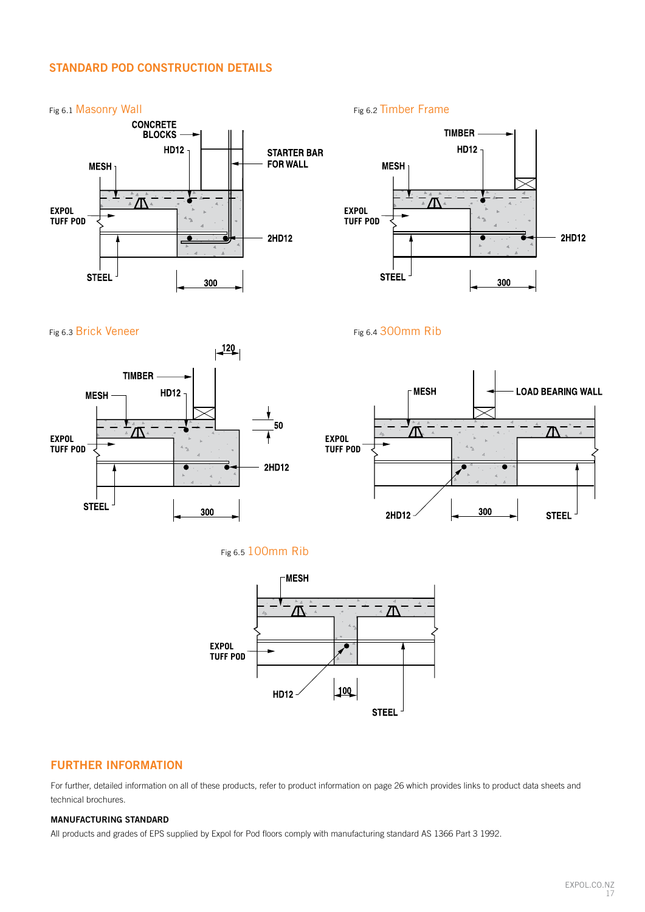## STANDARD POD CONSTRUCTION DETAILS

Fig 6.1 Masonry Wall

CONCRETE BLOCKS
HD12
MESH
STARTER BAR FOR WALL
EXPOL TUFF POD
2HD12
STEEL
300

Fig 6.2 Timber Frame

TIMBER
HD12
MESH
EXPOL TUFF POD
2HD12
STEEL
300

Fig 6.3 Brick Veneer

120
TIMBER
MESH
HD12
50
EXPOL TUFF POD
2HD12
STEEL
300

Fig 6.4 300mm Rib

MESH
LOAD BEARING WALL
EXPOL TUFF POD
2HD12
300
STEEL

Fig 6.5 100mm Rib

MESH
EXPOL TUFF POD
HD12
100
STEEL

## FURTHER INFORMATION

For further, detailed information on all of these products, refer to product information on page 26 which provides links to product data sheets and technical brochures.

### MANUFACTURING STANDARD

All products and grades of EPS supplied by Expol for Pod floors comply with manufacturing standard AS 1366 Part 3 1992.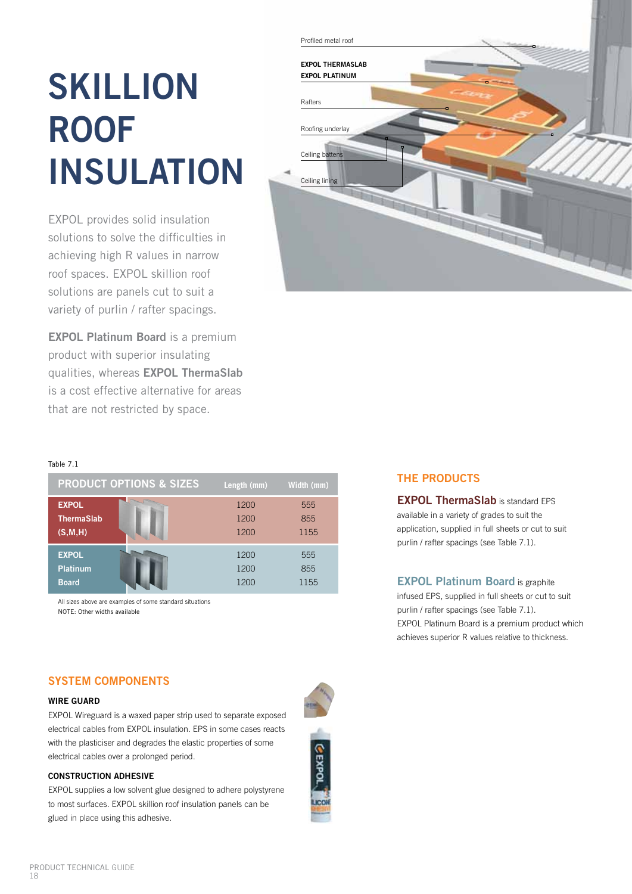# SKILLION ROOF INSULATION

EXPOL provides solid insulation solutions to solve the difficulties in achieving high R values in narrow roof spaces. EXPOL skillion roof solutions are panels cut to suit a variety of purlin / rafter spacings.

**EXPOL Platinum Board** is a premium product with superior insulating qualities, whereas **EXPOL ThermaSlab** is a cost effective alternative for areas that are not restricted by space.

Profiled metal roof

**EXPOL THERMASLAB**
**EXPOL PLATINUM**

Rafters

Roofing underlay

Ceiling battens

Ceiling lining

Table 7.1

| PRODUCT OPTIONS & SIZES | Length (mm) | Width (mm) |
|---|---|---|
| **EXPOL ThermaSlab (S,M,H)** | 1200 | 555 |
| | 1200 | 855 |
| | 1200 | 1155 |
| **EXPOL Platinum Board** | 1200 | 555 |
| | 1200 | 855 |
| | 1200 | 1155 |

All sizes above are examples of some standard situations
NOTE: Other widths available

## THE PRODUCTS

**EXPOL ThermaSlab** is standard EPS available in a variety of grades to suit the application, supplied in full sheets or cut to suit purlin / rafter spacings (see Table 7.1).

**EXPOL Platinum Board** is graphite infused EPS, supplied in full sheets or cut to suit purlin / rafter spacings (see Table 7.1).
EXPOL Platinum Board is a premium product which achieves superior R values relative to thickness.

## SYSTEM COMPONENTS

### WIRE GUARD

EXPOL Wireguard is a waxed paper strip used to separate exposed electrical cables from EXPOL insulation. EPS in some cases reacts with the plasticiser and degrades the elastic properties of some electrical cables over a prolonged period.

### CONSTRUCTION ADHESIVE

EXPOL supplies a low solvent glue designed to adhere polystyrene to most surfaces. EXPOL skillion roof insulation panels can be glued in place using this adhesive.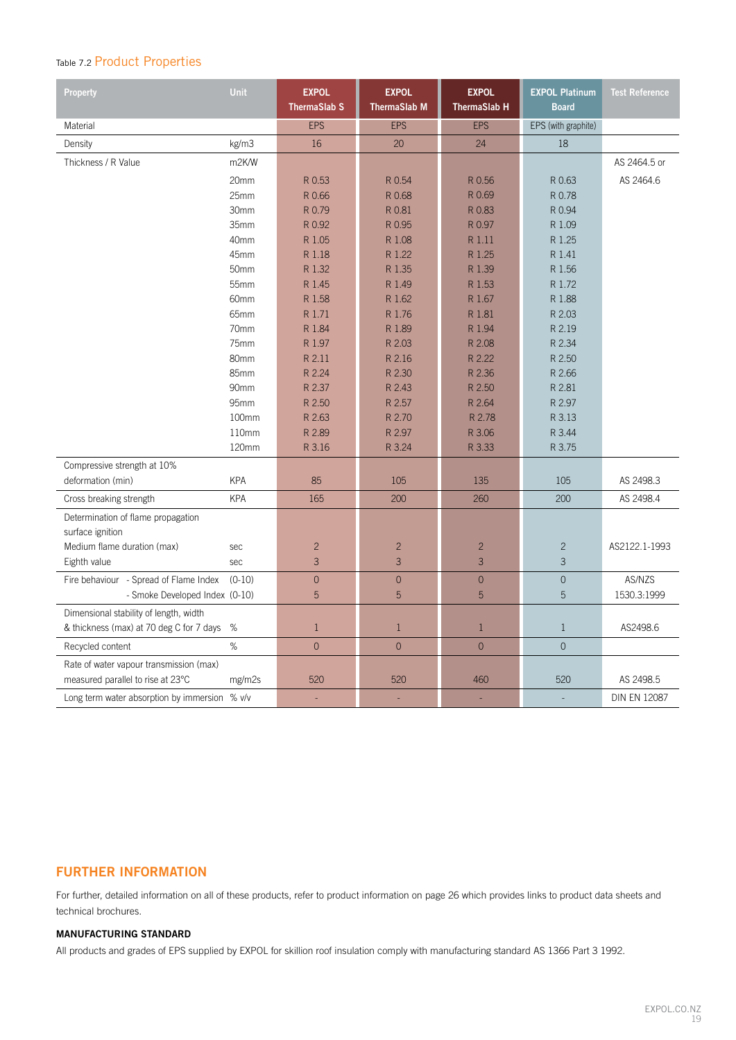Table 7.2 Product Properties

| Property | Unit | EXPOL ThermaSlab S | EXPOL ThermaSlab M | EXPOL ThermaSlab H | EXPOL Platinum Board | Test Reference |
|---|---|---|---|---|---|---|
| Material | | EPS | EPS | EPS | EPS (with graphite) | |
| Density | kg/m3 | 16 | 20 | 24 | 18 | |
| Thickness / R Value | m2K/W | | | | | AS 2464.5 or AS 2464.6 |
| | 20mm | R 0.53 | R 0.54 | R 0.56 | R 0.63 | |
| | 25mm | R 0.66 | R 0.68 | R 0.69 | R 0.78 | |
| | 30mm | R 0.79 | R 0.81 | R 0.83 | R 0.94 | |
| | 35mm | R 0.92 | R 0.95 | R 0.97 | R 1.09 | |
| | 40mm | R 1.05 | R 1.08 | R 1.11 | R 1.25 | |
| | 45mm | R 1.18 | R 1.22 | R 1.25 | R 1.41 | |
| | 50mm | R 1.32 | R 1.35 | R 1.39 | R 1.56 | |
| | 55mm | R 1.45 | R 1.49 | R 1.53 | R 1.72 | |
| | 60mm | R 1.58 | R 1.62 | R 1.67 | R 1.88 | |
| | 65mm | R 1.71 | R 1.76 | R 1.81 | R 2.03 | |
| | 70mm | R 1.84 | R 1.89 | R 1.94 | R 2.19 | |
| | 75mm | R 1.97 | R 2.03 | R 2.08 | R 2.34 | |
| | 80mm | R 2.11 | R 2.16 | R 2.22 | R 2.50 | |
| | 85mm | R 2.24 | R 2.30 | R 2.36 | R 2.66 | |
| | 90mm | R 2.37 | R 2.43 | R 2.50 | R 2.81 | |
| | 95mm | R 2.50 | R 2.57 | R 2.64 | R 2.97 | |
| | 100mm | R 2.63 | R 2.70 | R 2.78 | R 3.13 | |
| | 110mm | R 2.89 | R 2.97 | R 3.06 | R 3.44 | |
| | 120mm | R 3.16 | R 3.24 | R 3.33 | R 3.75 | |
| Compressive strength at 10% deformation (min) | KPA | 85 | 105 | 135 | 105 | AS 2498.3 |
| Cross breaking strength | KPA | 165 | 200 | 260 | 200 | AS 2498.4 |
| Determination of flame propagation surface ignition | | | | | | AS2122.1-1993 |
| Medium flame duration (max) | sec | 2 | 2 | 2 | 2 | |
| Eighth value | sec | 3 | 3 | 3 | 3 | |
| Fire behaviour - Spread of Flame Index | (0-10) | 0 | 0 | 0 | 0 | AS/NZS 1530.3:1999 |
| - Smoke Developed Index | (0-10) | 5 | 5 | 5 | 5 | |
| Dimensional stability of length, width & thickness (max) at 70 deg C for 7 days | % | 1 | 1 | 1 | 1 | AS2498.6 |
| Recycled content | % | 0 | 0 | 0 | 0 | |
| Rate of water vapour transmission (max) measured parallel to rise at 23°C | mg/m2s | 520 | 520 | 460 | 520 | AS 2498.5 |
| Long term water absorption by immersion | % v/v | - | - | - | - | DIN EN 12087 |

## FURTHER INFORMATION

For further, detailed information on all of these products, refer to product information on page 26 which provides links to product data sheets and technical brochures.

### MANUFACTURING STANDARD

All products and grades of EPS supplied by EXPOL for skillion roof insulation comply with manufacturing standard AS 1366 Part 3 1992.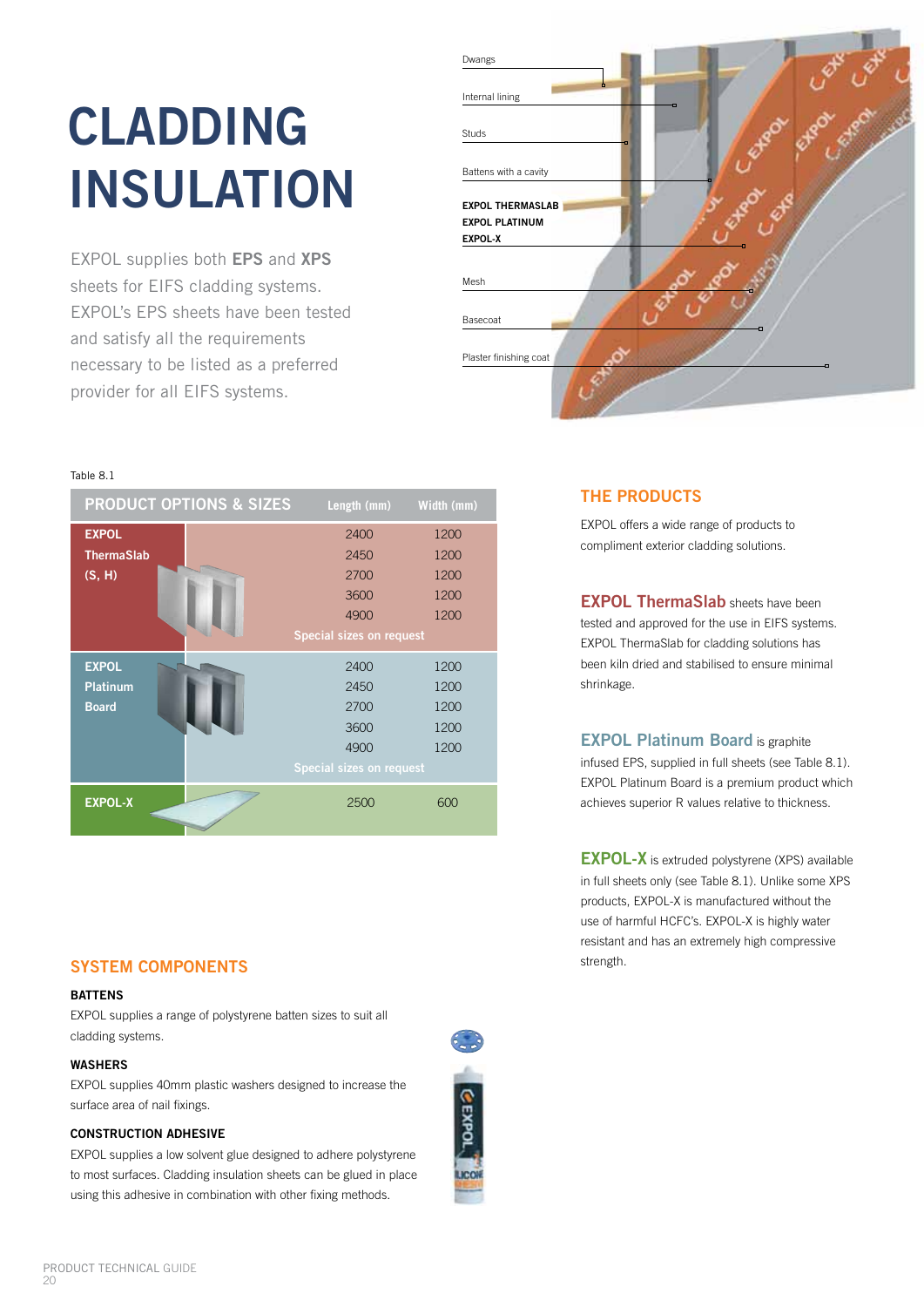# CLADDING INSULATION

EXPOL supplies both **EPS** and **XPS** sheets for EIFS cladding systems. EXPOL's EPS sheets have been tested and satisfy all the requirements necessary to be listed as a preferred provider for all EIFS systems.

Dwangs

Internal lining

Studs

Battens with a cavity

**EXPOL THERMASLAB**
**EXPOL PLATINUM**
**EXPOL-X**

Mesh

Basecoat

Plaster finishing coat

Table 8.1

| PRODUCT OPTIONS & SIZES | Length (mm) | Width (mm) |
|---|---|---|
| **EXPOL ThermaSlab (S, H)** | 2400 | 1200 |
| | 2450 | 1200 |
| | 2700 | 1200 |
| | 3600 | 1200 |
| | 4900 | 1200 |
| | Special sizes on request | |
| **EXPOL Platinum Board** | 2400 | 1200 |
| | 2450 | 1200 |
| | 2700 | 1200 |
| | 3600 | 1200 |
| | 4900 | 1200 |
| | Special sizes on request | |
| **EXPOL-X** | 2500 | 600 |

## THE PRODUCTS

EXPOL offers a wide range of products to compliment exterior cladding solutions.

**EXPOL ThermaSlab** sheets have been tested and approved for the use in EIFS systems. EXPOL ThermaSlab for cladding solutions has been kiln dried and stabilised to ensure minimal shrinkage.

**EXPOL Platinum Board** is graphite infused EPS, supplied in full sheets (see Table 8.1). EXPOL Platinum Board is a premium product which achieves superior R values relative to thickness.

**EXPOL-X** is extruded polystyrene (XPS) available in full sheets only (see Table 8.1). Unlike some XPS products, EXPOL-X is manufactured without the use of harmful HCFC's. EXPOL-X is highly water resistant and has an extremely high compressive strength.

## SYSTEM COMPONENTS

### BATTENS

EXPOL supplies a range of polystyrene batten sizes to suit all cladding systems.

### WASHERS

EXPOL supplies 40mm plastic washers designed to increase the surface area of nail fixings.

### CONSTRUCTION ADHESIVE

EXPOL supplies a low solvent glue designed to adhere polystyrene to most surfaces. Cladding insulation sheets can be glued in place using this adhesive in combination with other fixing methods.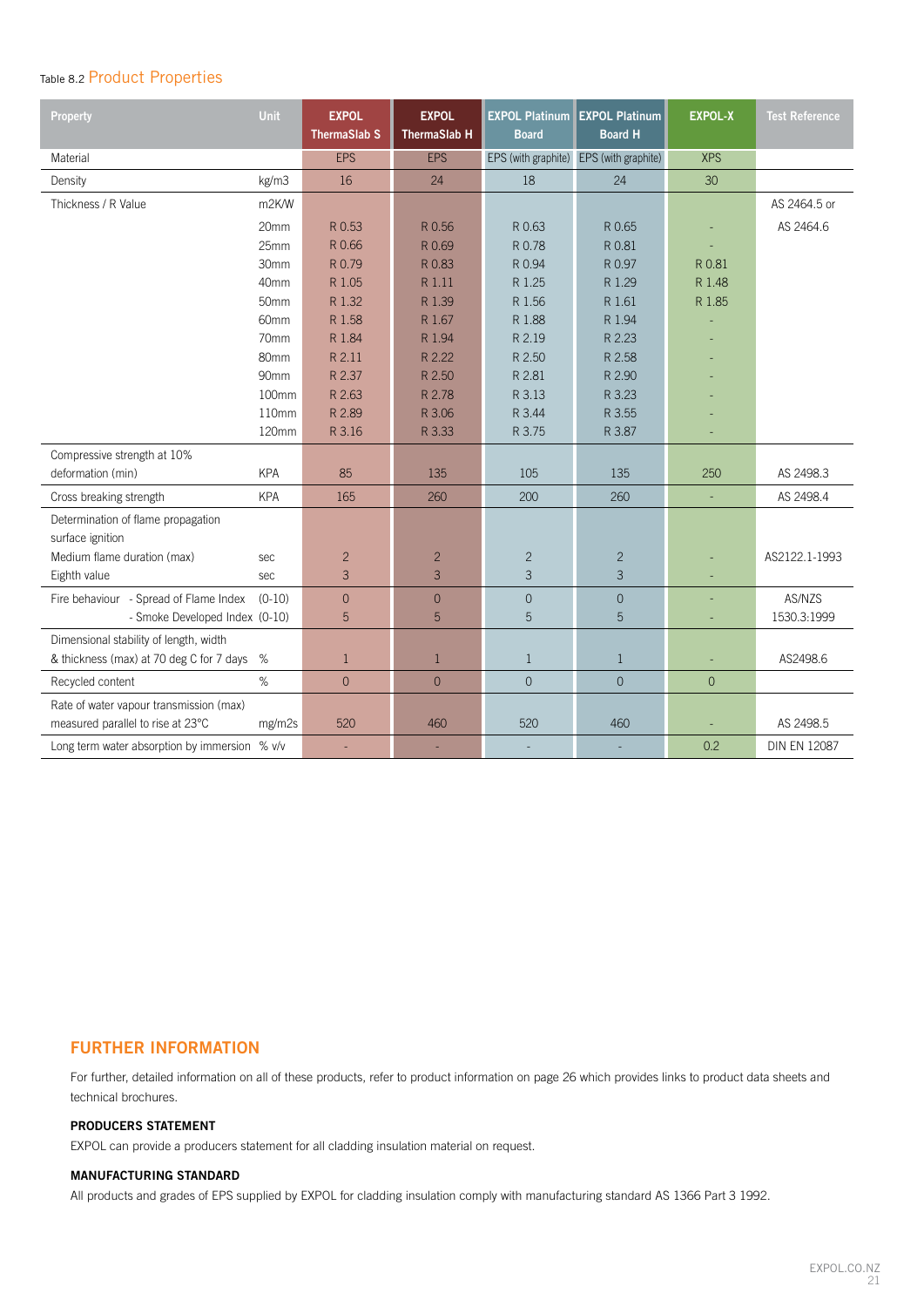Table 8.2 **Product Properties**

| Property | Unit | EXPOL ThermaSlab S | EXPOL ThermaSlab H | EXPOL Platinum Board | EXPOL Platinum Board H | EXPOL-X | Test Reference |
|---|---|---|---|---|---|---|---|
| Material | | EPS | EPS | EPS (with graphite) | EPS (with graphite) | XPS | |
| Density | kg/m3 | 16 | 24 | 18 | 24 | 30 | |
| Thickness / R Value | m2K/W | | | | | | AS 2464.5 or AS 2464.6 |
| | 20mm | R 0.53 | R 0.56 | R 0.63 | R 0.65 | - | |
| | 25mm | R 0.66 | R 0.69 | R 0.78 | R 0.81 | - | |
| | 30mm | R 0.79 | R 0.83 | R 0.94 | R 0.97 | R 0.81 | |
| | 40mm | R 1.05 | R 1.11 | R 1.25 | R 1.29 | R 1.48 | |
| | 50mm | R 1.32 | R 1.39 | R 1.56 | R 1.61 | R 1.85 | |
| | 60mm | R 1.58 | R 1.67 | R 1.88 | R 1.94 | - | |
| | 70mm | R 1.84 | R 1.94 | R 2.19 | R 2.23 | - | |
| | 80mm | R 2.11 | R 2.22 | R 2.50 | R 2.58 | - | |
| | 90mm | R 2.37 | R 2.50 | R 2.81 | R 2.90 | - | |
| | 100mm | R 2.63 | R 2.78 | R 3.13 | R 3.23 | - | |
| | 110mm | R 2.89 | R 3.06 | R 3.44 | R 3.55 | - | |
| | 120mm | R 3.16 | R 3.33 | R 3.75 | R 3.87 | - | |
| Compressive strength at 10% deformation (min) | KPA | 85 | 135 | 105 | 135 | 250 | AS 2498.3 |
| Cross breaking strength | KPA | 165 | 260 | 200 | 260 | - | AS 2498.4 |
| Determination of flame propagation surface ignition | | | | | | | |
| Medium flame duration (max) | sec | 2 | 2 | 2 | 2 | - | AS2122.1-1993 |
| Eighth value | sec | 3 | 3 | 3 | 3 | - | |
| Fire behaviour - Spread of Flame Index | (0-10) | 0 | 0 | 0 | 0 | - | AS/NZS 1530.3:1999 |
| - Smoke Developed Index | (0-10) | 5 | 5 | 5 | 5 | - | |
| Dimensional stability of length, width & thickness (max) at 70 deg C for 7 days | % | 1 | 1 | 1 | 1 | - | AS2498.6 |
| Recycled content | % | 0 | 0 | 0 | 0 | 0 | |
| Rate of water vapour transmission (max) measured parallel to rise at 23°C | mg/m2s | 520 | 460 | 520 | 460 | - | AS 2498.5 |
| Long term water absorption by immersion | % v/v | - | - | - | - | 0.2 | DIN EN 12087 |

## FURTHER INFORMATION

For further, detailed information on all of these products, refer to product information on page 26 which provides links to product data sheets and technical brochures.

### PRODUCERS STATEMENT

EXPOL can provide a producers statement for all cladding insulation material on request.

### MANUFACTURING STANDARD

All products and grades of EPS supplied by EXPOL for cladding insulation comply with manufacturing standard AS 1366 Part 3 1992.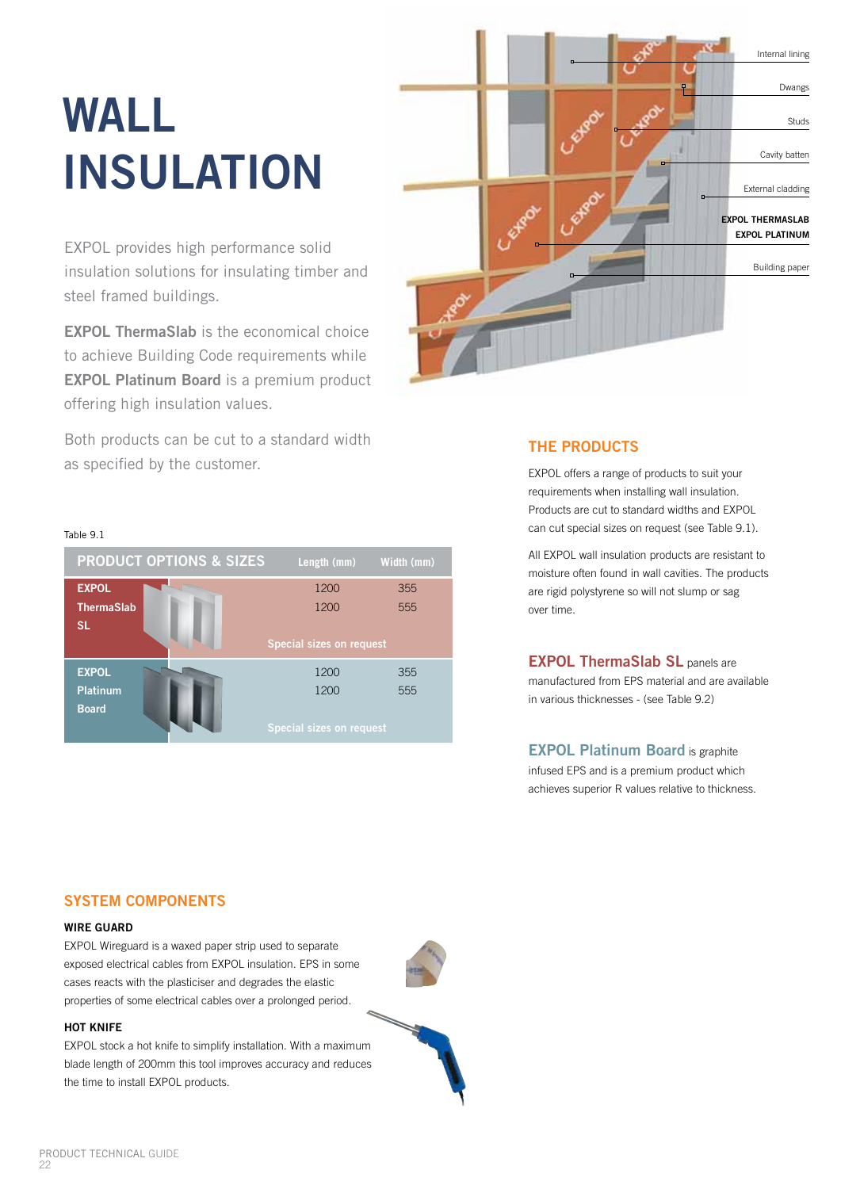# WALL INSULATION

EXPOL provides high performance solid insulation solutions for insulating timber and steel framed buildings.

**EXPOL ThermaSlab** is the economical choice to achieve Building Code requirements while **EXPOL Platinum Board** is a premium product offering high insulation values.

Both products can be cut to a standard width as specified by the customer.

Internal lining

Dwangs

Studs

Cavity batten

External cladding

**EXPOL THERMASLAB**
**EXPOL PLATINUM**

Building paper

Table 9.1

| PRODUCT OPTIONS & SIZES | Length (mm) | Width (mm) |
|---|---|---|
| **EXPOL ThermaSlab SL** | 1200 | 355 |
| | 1200 | 555 |
| | Special sizes on request | |
| **EXPOL Platinum Board** | 1200 | 355 |
| | 1200 | 555 |
| | Special sizes on request | |

## THE PRODUCTS

EXPOL offers a range of products to suit your requirements when installing wall insulation. Products are cut to standard widths and EXPOL can cut special sizes on request (see Table 9.1).

All EXPOL wall insulation products are resistant to moisture often found in wall cavities. The products are rigid polystyrene so will not slump or sag over time.

**EXPOL ThermaSlab SL** panels are manufactured from EPS material and are available in various thicknesses - (see Table 9.2)

**EXPOL Platinum Board** is graphite infused EPS and is a premium product which achieves superior R values relative to thickness.

## SYSTEM COMPONENTS

### WIRE GUARD

EXPOL Wireguard is a waxed paper strip used to separate exposed electrical cables from EXPOL insulation. EPS in some cases reacts with the plasticiser and degrades the elastic properties of some electrical cables over a prolonged period.

### HOT KNIFE

EXPOL stock a hot knife to simplify installation. With a maximum blade length of 200mm this tool improves accuracy and reduces the time to install EXPOL products.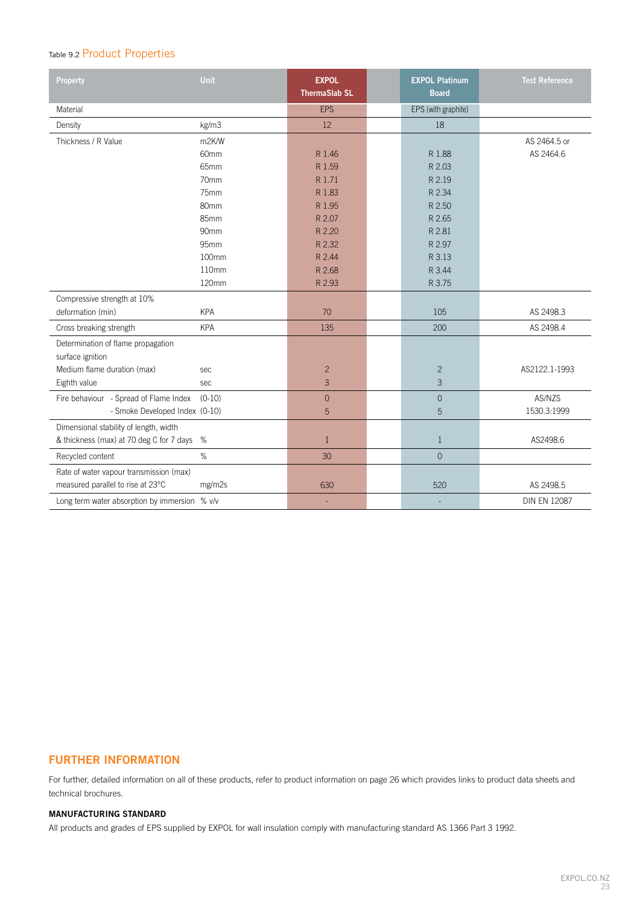Table 9.2 Product Properties

| Property | Unit | EXPOL ThermaSlab SL | EXPOL Platinum Board | Test Reference |
|---|---|---|---|---|
| Material | | EPS | EPS (with graphite) | |
| Density | kg/m3 | 12 | 18 | |
| Thickness / R Value | m2K/W | | | AS 2464.5 or AS 2464.6 |
| | 60mm | R 1.46 | R 1.88 | |
| | 65mm | R 1.59 | R 2.03 | |
| | 70mm | R 1.71 | R 2.19 | |
| | 75mm | R 1.83 | R 2.34 | |
| | 80mm | R 1.95 | R 2.50 | |
| | 85mm | R 2.07 | R 2.65 | |
| | 90mm | R 2.20 | R 2.81 | |
| | 95mm | R 2.32 | R 2.97 | |
| | 100mm | R 2.44 | R 3.13 | |
| | 110mm | R 2.68 | R 3.44 | |
| | 120mm | R 2.93 | R 3.75 | |
| Compressive strength at 10% deformation (min) | KPA | 70 | 105 | AS 2498.3 |
| Cross breaking strength | KPA | 135 | 200 | AS 2498.4 |
| Determination of flame propagation surface ignition | | | | |
| Medium flame duration (max) | sec | 2 | 2 | AS2122.1-1993 |
| Eighth value | sec | 3 | 3 | |
| Fire behaviour - Spread of Flame Index | (0-10) | 0 | 0 | AS/NZS 1530.3:1999 |
| - Smoke Developed Index | (0-10) | 5 | 5 | |
| Dimensional stability of length, width & thickness (max) at 70 deg C for 7 days | % | 1 | 1 | AS2498.6 |
| Recycled content | % | 30 | 0 | |
| Rate of water vapour transmission (max) measured parallel to rise at 23°C | mg/m2s | 630 | 520 | AS 2498.5 |
| Long term water absorption by immersion | % v/v | - | - | DIN EN 12087 |

## FURTHER INFORMATION

For further, detailed information on all of these products, refer to product information on page 26 which provides links to product data sheets and technical brochures.

### MANUFACTURING STANDARD

All products and grades of EPS supplied by EXPOL for wall insulation comply with manufacturing standard AS 1366 Part 3 1992.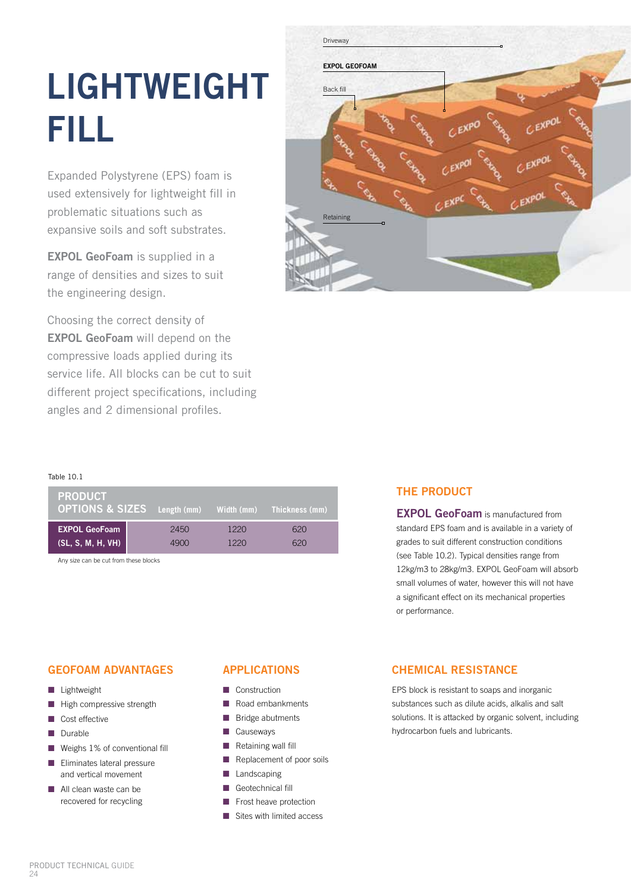# LIGHTWEIGHT FILL

Expanded Polystyrene (EPS) foam is used extensively for lightweight fill in problematic situations such as expansive soils and soft substrates.

**EXPOL GeoFoam** is supplied in a range of densities and sizes to suit the engineering design.

Choosing the correct density of **EXPOL GeoFoam** will depend on the compressive loads applied during its service life. All blocks can be cut to suit different project specifications, including angles and 2 dimensional profiles.

Driveway

EXPOL GEOFOAM

Back fill

Retaining

Table 10.1

| PRODUCT OPTIONS & SIZES | Length (mm) | Width (mm) | Thickness (mm) |
|---|---|---|---|
| EXPOL GeoFoam (SL, S, M, H, VH) | 2450 | 1220 | 620 |
| | 4900 | 1220 | 620 |

Any size can be cut from these blocks

## THE PRODUCT

**EXPOL GeoFoam** is manufactured from standard EPS foam and is available in a variety of grades to suit different construction conditions (see Table 10.2). Typical densities range from 12kg/m3 to 28kg/m3. EXPOL GeoFoam will absorb small volumes of water, however this will not have a significant effect on its mechanical properties or performance.

## GEOFOAM ADVANTAGES

- Lightweight
- High compressive strength
- Cost effective
- Durable
- Weighs 1% of conventional fill
- Eliminates lateral pressure and vertical movement
- All clean waste can be recovered for recycling

## APPLICATIONS

- Construction
- Road embankments
- Bridge abutments
- Causeways
- Retaining wall fill
- Replacement of poor soils
- Landscaping
- Geotechnical fill
- Frost heave protection
- Sites with limited access

## CHEMICAL RESISTANCE

EPS block is resistant to soaps and inorganic substances such as dilute acids, alkalis and salt solutions. It is attacked by organic solvent, including hydrocarbon fuels and lubricants.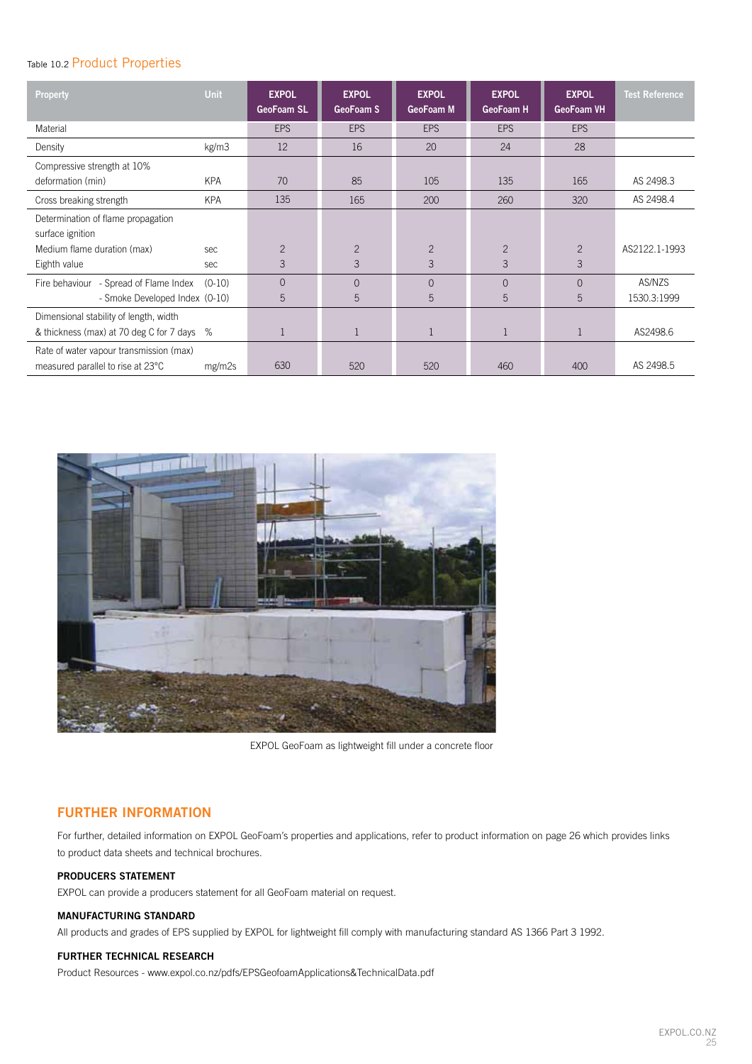Table 10.2 **Product Properties**

| Property | Unit | EXPOL GeoFoam SL | EXPOL GeoFoam S | EXPOL GeoFoam M | EXPOL GeoFoam H | EXPOL GeoFoam VH | Test Reference |
|---|---|---|---|---|---|---|---|
| Material | | EPS | EPS | EPS | EPS | EPS | |
| Density | kg/m3 | 12 | 16 | 20 | 24 | 28 | |
| Compressive strength at 10% deformation (min) | KPA | 70 | 85 | 105 | 135 | 165 | AS 2498.3 |
| Cross breaking strength | KPA | 135 | 165 | 200 | 260 | 320 | AS 2498.4 |
| Determination of flame propagation surface ignition | | | | | | | |
| Medium flame duration (max) | sec | 2 | 2 | 2 | 2 | 2 | AS2122.1-1993 |
| Eighth value | sec | 3 | 3 | 3 | 3 | 3 | |
| Fire behaviour - Spread of Flame Index | (0-10) | 0 | 0 | 0 | 0 | 0 | AS/NZS 1530.3:1999 |
| - Smoke Developed Index | (0-10) | 5 | 5 | 5 | 5 | 5 | |
| Dimensional stability of length, width & thickness (max) at 70 deg C for 7 days | % | 1 | 1 | 1 | 1 | 1 | AS2498.6 |
| Rate of water vapour transmission (max) measured parallel to rise at 23°C | mg/m2s | 630 | 520 | 520 | 460 | 400 | AS 2498.5 |

EXPOL GeoFoam as lightweight fill under a concrete floor

## FURTHER INFORMATION

For further, detailed information on EXPOL GeoFoam's properties and applications, refer to product information on page 26 which provides links to product data sheets and technical brochures.

### PRODUCERS STATEMENT

EXPOL can provide a producers statement for all GeoFoam material on request.

### MANUFACTURING STANDARD

All products and grades of EPS supplied by EXPOL for lightweight fill comply with manufacturing standard AS 1366 Part 3 1992.

### FURTHER TECHNICAL RESEARCH

Product Resources - www.expol.co.nz/pdfs/EPSGeofoamApplications&TechnicalData.pdf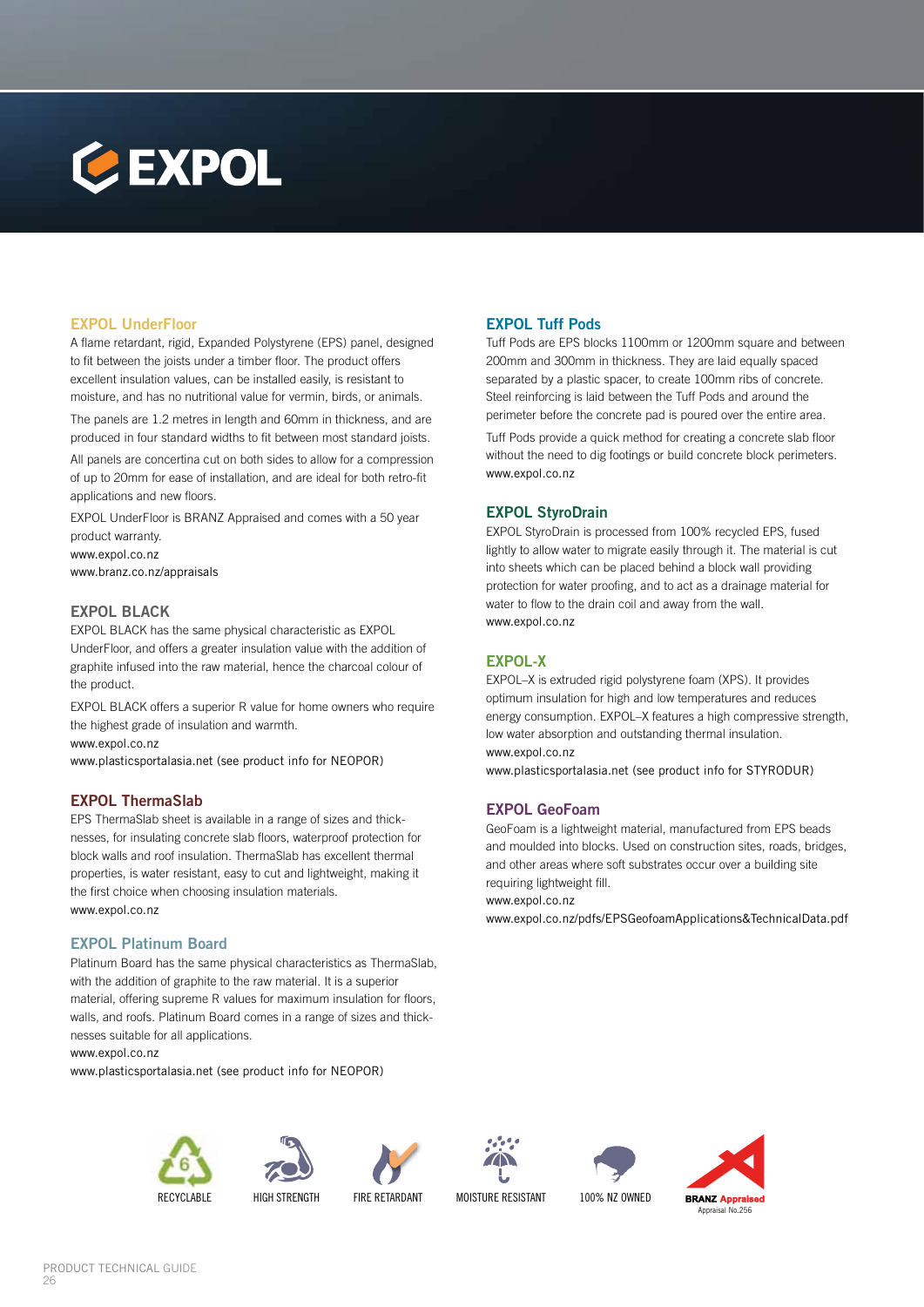# EXPOL

## EXPOL UnderFloor

A flame retardant, rigid, Expanded Polystyrene (EPS) panel, designed to fit between the joists under a timber floor. The product offers excellent insulation values, can be installed easily, is resistant to moisture, and has no nutritional value for vermin, birds, or animals.

The panels are 1.2 metres in length and 60mm in thickness, and are produced in four standard widths to fit between most standard joists.

All panels are concertina cut on both sides to allow for a compression of up to 20mm for ease of installation, and are ideal for both retro-fit applications and new floors.

EXPOL UnderFloor is BRANZ Appraised and comes with a 50 year product warranty.

www.expol.co.nz
www.branz.co.nz/appraisals

## EXPOL BLACK

EXPOL BLACK has the same physical characteristic as EXPOL UnderFloor, and offers a greater insulation value with the addition of graphite infused into the raw material, hence the charcoal colour of the product.

EXPOL BLACK offers a superior R value for home owners who require the highest grade of insulation and warmth.

www.expol.co.nz
www.plasticsportalasia.net (see product info for NEOPOR)

## EXPOL ThermaSlab

EPS ThermaSlab sheet is available in a range of sizes and thicknesses, for insulating concrete slab floors, waterproof protection for block walls and roof insulation. ThermaSlab has excellent thermal properties, is water resistant, easy to cut and lightweight, making it the first choice when choosing insulation materials.

www.expol.co.nz

## EXPOL Platinum Board

Platinum Board has the same physical characteristics as ThermaSlab, with the addition of graphite to the raw material. It is a superior material, offering supreme R values for maximum insulation for floors, walls, and roofs. Platinum Board comes in a range of sizes and thicknesses suitable for all applications.

www.expol.co.nz
www.plasticsportalasia.net (see product info for NEOPOR)

## EXPOL Tuff Pods

Tuff Pods are EPS blocks 1100mm or 1200mm square and between 200mm and 300mm in thickness. They are laid equally spaced separated by a plastic spacer, to create 100mm ribs of concrete. Steel reinforcing is laid between the Tuff Pods and around the perimeter before the concrete pad is poured over the entire area.

Tuff Pods provide a quick method for creating a concrete slab floor without the need to dig footings or build concrete block perimeters.

www.expol.co.nz

## EXPOL StyroDrain

EXPOL StyroDrain is processed from 100% recycled EPS, fused lightly to allow water to migrate easily through it. The material is cut into sheets which can be placed behind a block wall providing protection for water proofing, and to act as a drainage material for water to flow to the drain coil and away from the wall.

www.expol.co.nz

## EXPOL-X

EXPOL–X is extruded rigid polystyrene foam (XPS). It provides optimum insulation for high and low temperatures and reduces energy consumption. EXPOL–X features a high compressive strength, low water absorption and outstanding thermal insulation.

www.expol.co.nz
www.plasticsportalasia.net (see product info for STYRODUR)

## EXPOL GeoFoam

GeoFoam is a lightweight material, manufactured from EPS beads and moulded into blocks. Used on construction sites, roads, bridges, and other areas where soft substrates occur over a building site requiring lightweight fill.

www.expol.co.nz
www.expol.co.nz/pdfs/EPSGeofoamApplications&TechnicalData.pdf

RECYCLABLE | HIGH STRENGTH | FIRE RETARDANT | MOISTURE RESISTANT | 100% NZ OWNED | BRANZ Appraised Appraisal No.256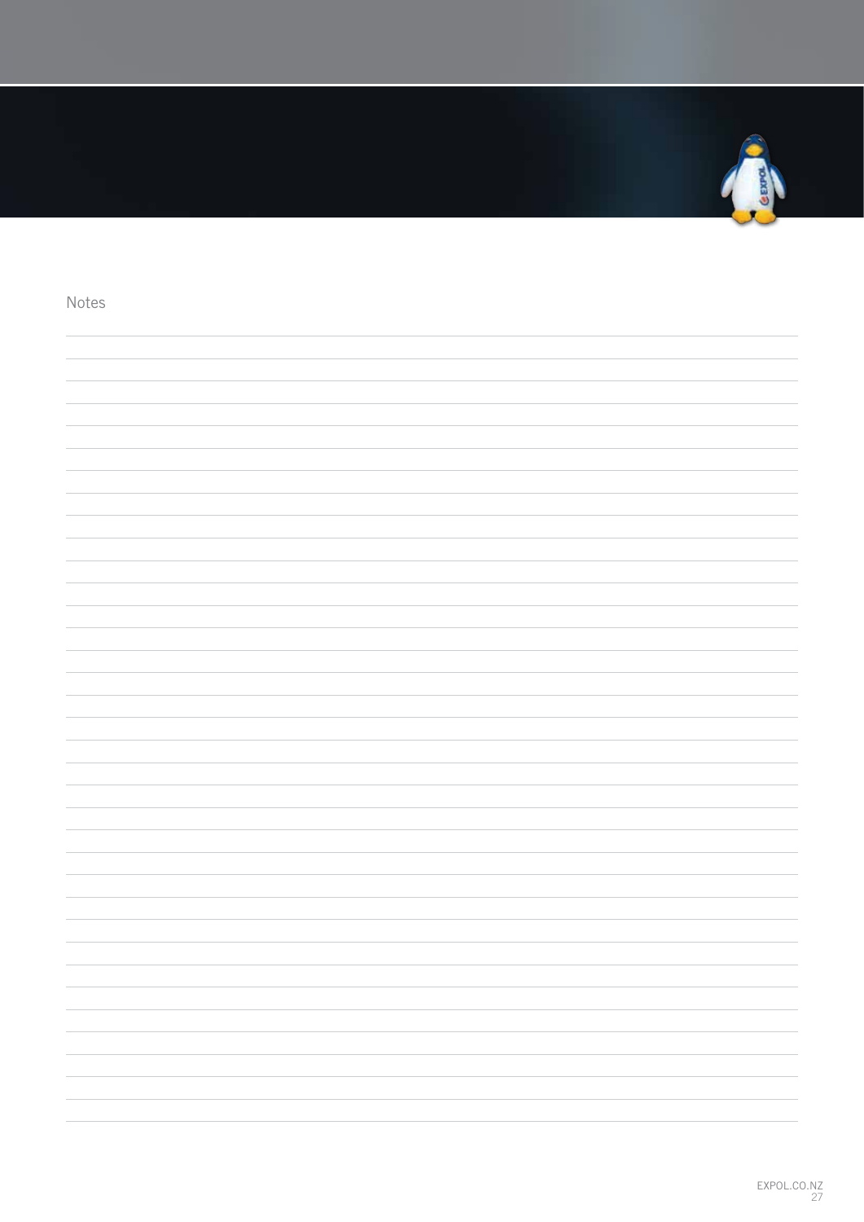Notes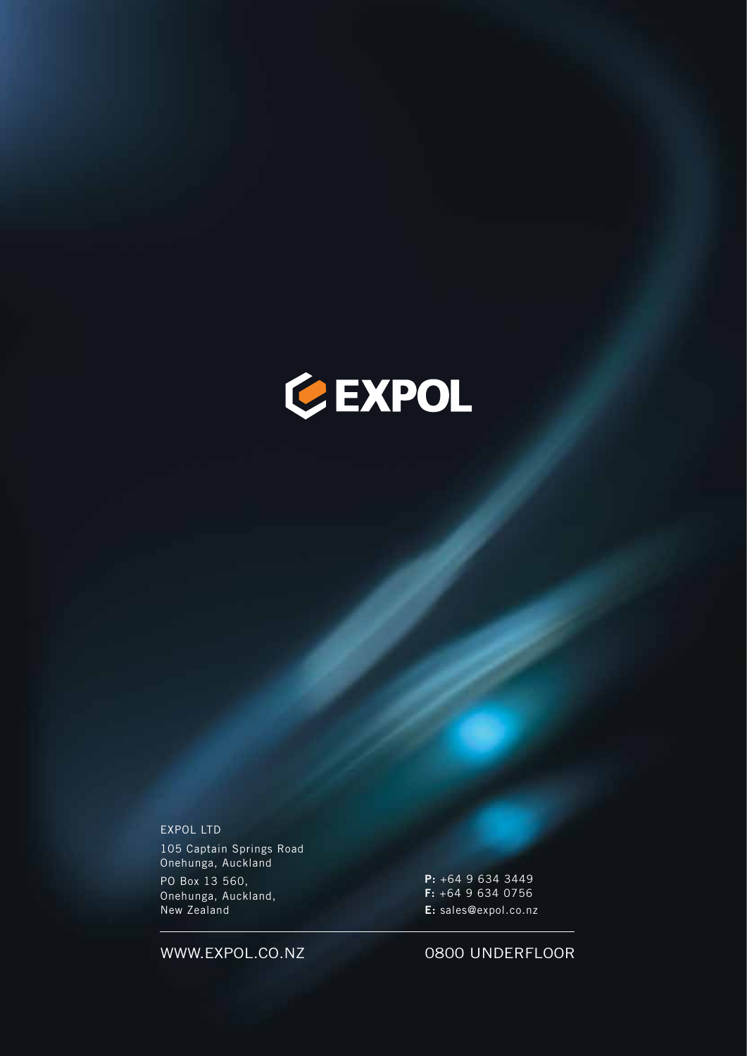EXPOL

EXPOL LTD

105 Captain Springs Road
Onehunga, Auckland

PO Box 13 560,
Onehunga, Auckland,
New Zealand

**P:** +64 9 634 3449
**F:** +64 9 634 0756
**E:** sales@expol.co.nz

WWW.EXPOL.CO.NZ

0800 UNDERFLOOR